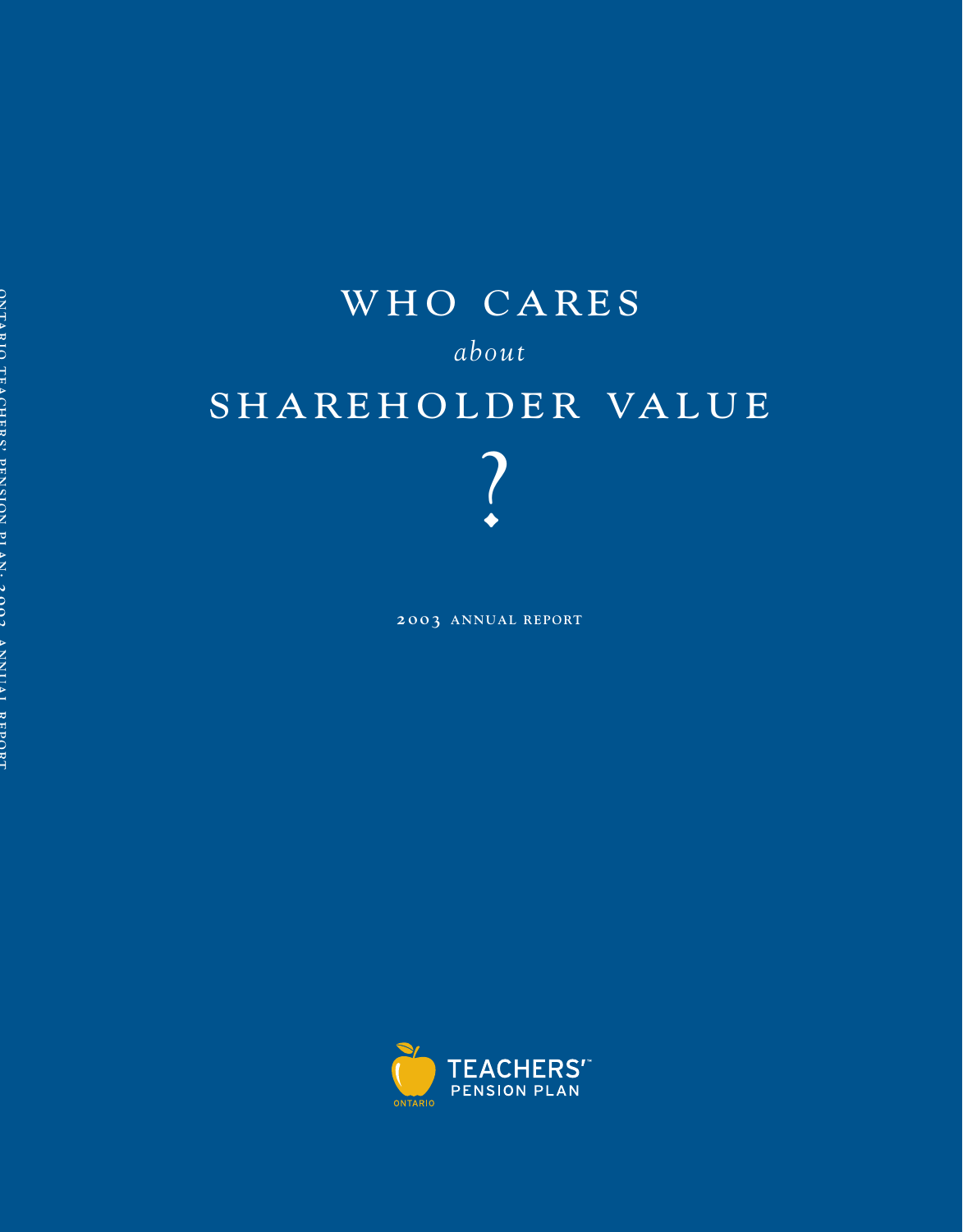# WHO CARES *about* SHAREHOLDER VALUE ?

2003 ANNUAL REPORT

TEACHERS' PENSION PLAN
ONTARIO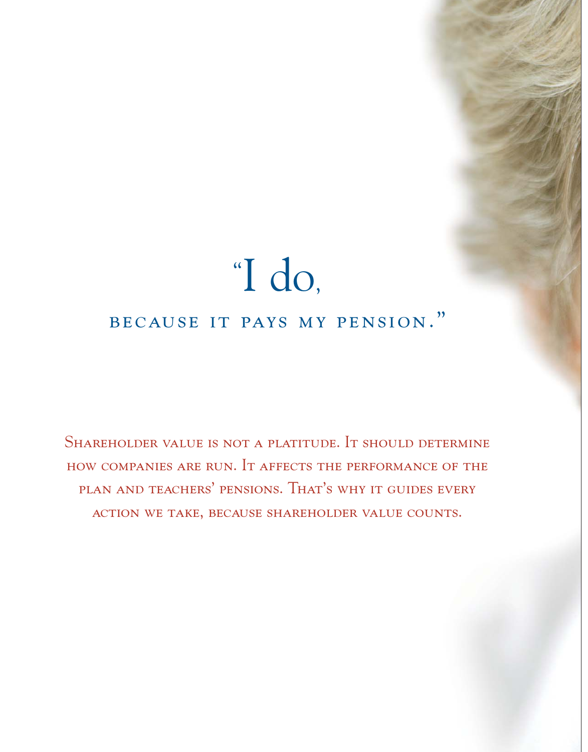# "I do,

## because it pays my pension."

Shareholder value is not a platitude. It should determine how companies are run. It affects the performance of the plan and teachers' pensions. That's why it guides every action we take, because shareholder value counts.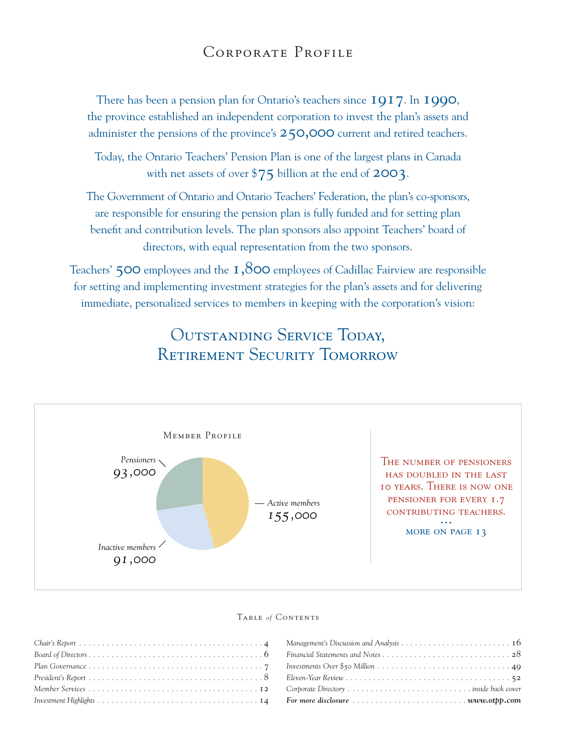# Corporate Profile

There has been a pension plan for Ontario's teachers since 1917. In 1990, the province established an independent corporation to invest the plan's assets and administer the pensions of the province's 250,000 current and retired teachers.

Today, the Ontario Teachers' Pension Plan is one of the largest plans in Canada with net assets of over $75 billion at the end of 2003.

The Government of Ontario and Ontario Teachers' Federation, the plan's co-sponsors, are responsible for ensuring the pension plan is fully funded and for setting plan benefit and contribution levels. The plan sponsors also appoint Teachers' board of directors, with equal representation from the two sponsors.

Teachers' 500 employees and the 1,800 employees of Cadillac Fairview are responsible for setting and implementing investment strategies for the plan's assets and for delivering immediate, personalized services to members in keeping with the corporation's vision:

## Outstanding Service Today, Retirement Security Tomorrow

### Member Profile

- *Pensioners* 93,000
- *Active members* 155,000
- *Inactive members* 91,000

The number of pensioners has doubled in the last 10 years. There is now one pensioner for every 1.7 contributing teachers.

...

more on page 13

### Table *of* Contents

| | |
|---|---|
| *Chair's Report* | 4 |
| *Board of Directors* | 6 |
| *Plan Governance* | 7 |
| *President's Report* | 8 |
| *Member Services* | 12 |
| *Investment Highlights* | 14 |
| *Management's Discussion and Analysis* | 16 |
| *Financial Statements and Notes* | 28 |
| *Investments Over $50 Million* | 49 |
| *Eleven-Year Review* | 52 |
| *Corporate Directory* | *inside back cover* |
| ***For more disclosure*** | ***www.otpp.com*** |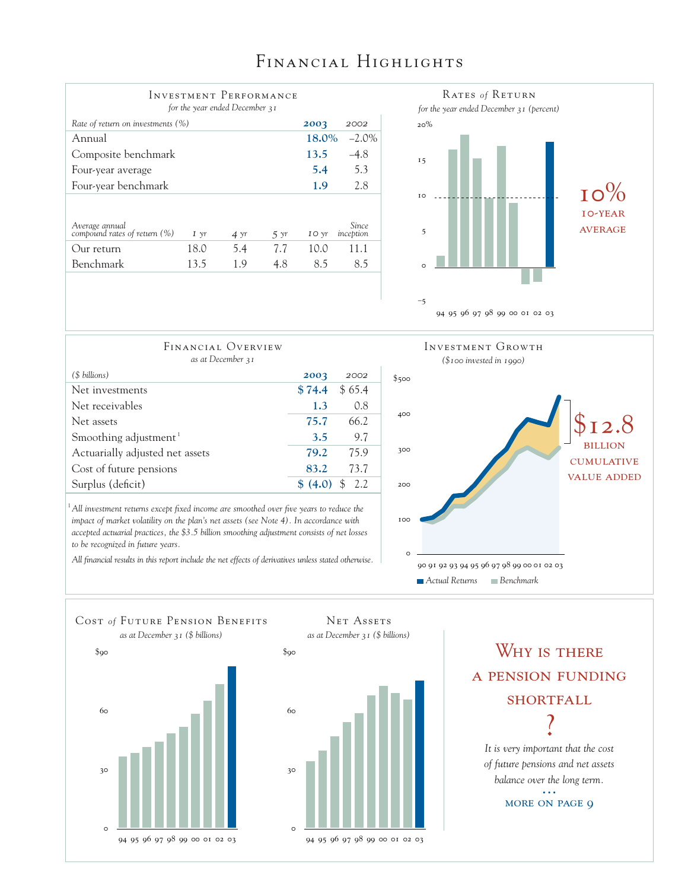# Financial Highlights

## Investment Performance

*for the year ended December 31*

| *Rate of return on investments (%)* | **2003** | 2002 |
|---|---|---|
| Annual | **18.0%** | –2.0% |
| Composite benchmark | **13.5** | –4.8 |
| Four-year average | **5.4** | 5.3 |
| Four-year benchmark | **1.9** | 2.8 |

| *Average annual compound rates of return (%)* | *1 yr* | *4 yr* | *5 yr* | *10 yr* | *Since inception* |
|---|---|---|---|---|---|
| Our return | 18.0 | 5.4 | 7.7 | 10.0 | 11.1 |
| Benchmark | 13.5 | 1.9 | 4.8 | 8.5 | 8.5 |

## Rates of Return

*for the year ended December 31 (percent)*

10% 10-YEAR AVERAGE

## Financial Overview

*as at December 31*

| *($ billions)* | **2003** | 2002 |
|---|---|---|
| Net investments | **$ 74.4** | $ 65.4 |
| Net receivables | **1.3** | 0.8 |
| Net assets | **75.7** | 66.2 |
| Smoothing adjustment[1] | **3.5** | 9.7 |
| Actuarially adjusted net assets | **79.2** | 75.9 |
| Cost of future pensions | **83.2** | 73.7 |
| Surplus (deficit) | **$ (4.0)** | $ 2.2 |

[1] *All investment returns except fixed income are smoothed over five years to reduce the impact of market volatility on the plan's net assets (see Note 4). In accordance with accepted actuarial practices, the $3.5 billion smoothing adjustment consists of net losses to be recognized in future years.*

*All financial results in this report include the net effects of derivatives unless stated otherwise.*

## Investment Growth

*($100 invested in 1990)*

$12.8 BILLION CUMULATIVE VALUE ADDED

Actual Returns — Benchmark

## Cost of Future Pension Benefits

*as at December 31 ($ billions)*

## Net Assets

*as at December 31 ($ billions)*

## Why is there a pension funding shortfall?

*It is very important that the cost of future pensions and net assets balance over the long term.*

MORE ON PAGE 9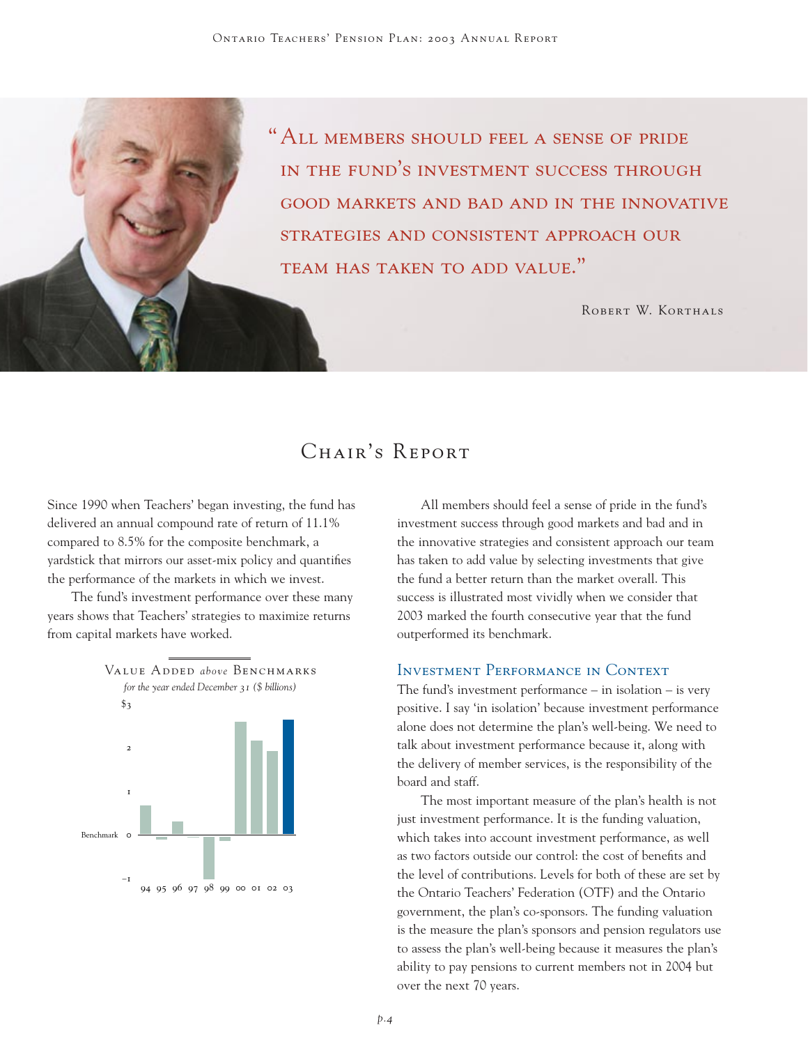> "All members should feel a sense of pride in the fund's investment success through good markets and bad and in the innovative strategies and consistent approach our team has taken to add value."
>
> Robert W. Korthals

# Chair's Report

Since 1990 when Teachers' began investing, the fund has delivered an annual compound rate of return of 11.1% compared to 8.5% for the composite benchmark, a yardstick that mirrors our asset-mix policy and quantifies the performance of the markets in which we invest.

The fund's investment performance over these many years shows that Teachers' strategies to maximize returns from capital markets have worked.

**Value Added *above* Benchmarks**
*for the year ended December 31 ($ billions)*

All members should feel a sense of pride in the fund's investment success through good markets and bad and in the innovative strategies and consistent approach our team has taken to add value by selecting investments that give the fund a better return than the market overall. This success is illustrated most vividly when we consider that 2003 marked the fourth consecutive year that the fund outperformed its benchmark.

## Investment Performance in Context

The fund's investment performance – in isolation – is very positive. I say 'in isolation' because investment performance alone does not determine the plan's well-being. We need to talk about investment performance because it, along with the delivery of member services, is the responsibility of the board and staff.

The most important measure of the plan's health is not just investment performance. It is the funding valuation, which takes into account investment performance, as well as two factors outside our control: the cost of benefits and the level of contributions. Levels for both of these are set by the Ontario Teachers' Federation (OTF) and the Ontario government, the plan's co-sponsors. The funding valuation is the measure the plan's sponsors and pension regulators use to assess the plan's well-being because it measures the plan's ability to pay pensions to current members not in 2004 but over the next 70 years.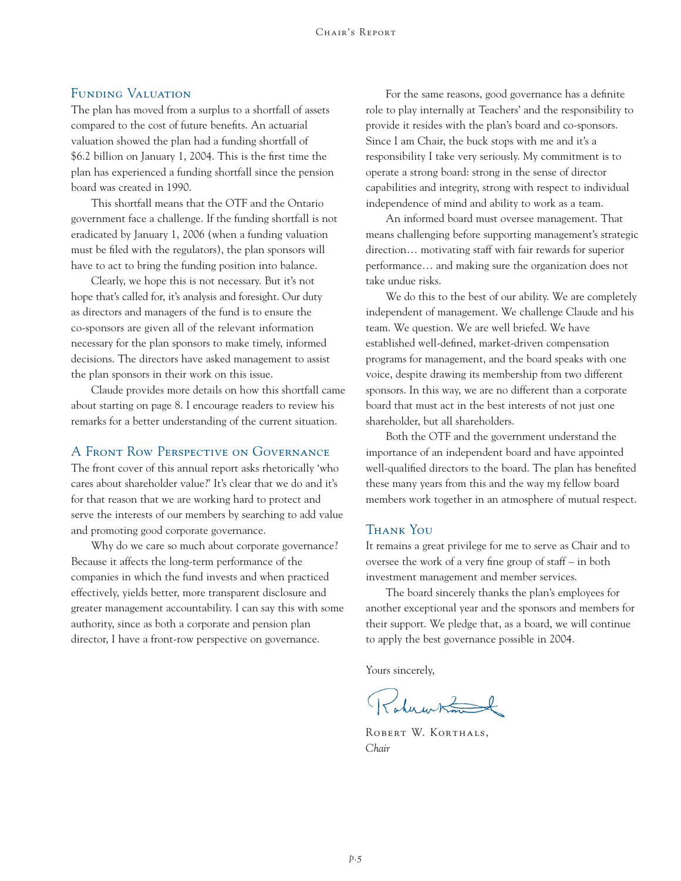## Funding Valuation

The plan has moved from a surplus to a shortfall of assets compared to the cost of future benefits. An actuarial valuation showed the plan had a funding shortfall of $6.2 billion on January 1, 2004. This is the first time the plan has experienced a funding shortfall since the pension board was created in 1990.

This shortfall means that the OTF and the Ontario government face a challenge. If the funding shortfall is not eradicated by January 1, 2006 (when a funding valuation must be filed with the regulators), the plan sponsors will have to act to bring the funding position into balance.

Clearly, we hope this is not necessary. But it's not hope that's called for, it's analysis and foresight. Our duty as directors and managers of the fund is to ensure the co-sponsors are given all of the relevant information necessary for the plan sponsors to make timely, informed decisions. The directors have asked management to assist the plan sponsors in their work on this issue.

Claude provides more details on how this shortfall came about starting on page 8. I encourage readers to review his remarks for a better understanding of the current situation.

## A Front Row Perspective on Governance

The front cover of this annual report asks rhetorically 'who cares about shareholder value?' It's clear that we do and it's for that reason that we are working hard to protect and serve the interests of our members by searching to add value and promoting good corporate governance.

Why do we care so much about corporate governance? Because it affects the long-term performance of the companies in which the fund invests and when practiced effectively, yields better, more transparent disclosure and greater management accountability. I can say this with some authority, since as both a corporate and pension plan director, I have a front-row perspective on governance.

For the same reasons, good governance has a definite role to play internally at Teachers' and the responsibility to provide it resides with the plan's board and co-sponsors. Since I am Chair, the buck stops with me and it's a responsibility I take very seriously. My commitment is to operate a strong board: strong in the sense of director capabilities and integrity, strong with respect to individual independence of mind and ability to work as a team.

An informed board must oversee management. That means challenging before supporting management's strategic direction… motivating staff with fair rewards for superior performance… and making sure the organization does not take undue risks.

We do this to the best of our ability. We are completely independent of management. We challenge Claude and his team. We question. We are well briefed. We have established well-defined, market-driven compensation programs for management, and the board speaks with one voice, despite drawing its membership from two different sponsors. In this way, we are no different than a corporate board that must act in the best interests of not just one shareholder, but all shareholders.

Both the OTF and the government understand the importance of an independent board and have appointed well-qualified directors to the board. The plan has benefited these many years from this and the way my fellow board members work together in an atmosphere of mutual respect.

## Thank You

It remains a great privilege for me to serve as Chair and to oversee the work of a very fine group of staff – in both investment management and member services.

The board sincerely thanks the plan's employees for another exceptional year and the sponsors and members for their support. We pledge that, as a board, we will continue to apply the best governance possible in 2004.

Yours sincerely,

Robert W. Korthals,
*Chair*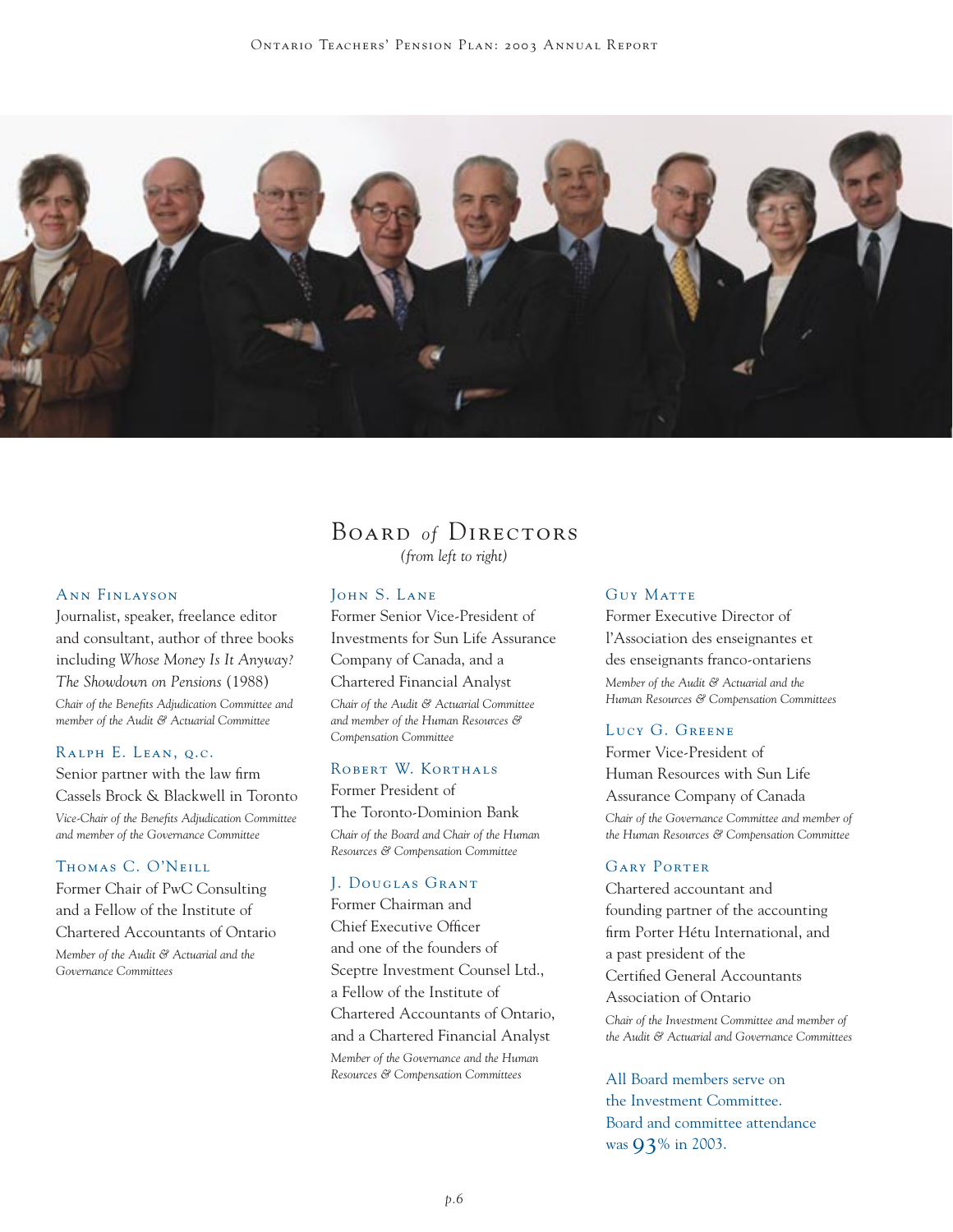# Board of Directors

*(from left to right)*

### Ann Finlayson

Journalist, speaker, freelance editor and consultant, author of three books including *Whose Money Is It Anyway? The Showdown on Pensions* (1988)

*Chair of the Benefits Adjudication Committee and member of the Audit & Actuarial Committee*

### Ralph E. Lean, Q.C.

Senior partner with the law firm Cassels Brock & Blackwell in Toronto

*Vice-Chair of the Benefits Adjudication Committee and member of the Governance Committee*

### Thomas C. O'Neill

Former Chair of PwC Consulting and a Fellow of the Institute of Chartered Accountants of Ontario

*Member of the Audit & Actuarial and the Governance Committees*

### John S. Lane

Former Senior Vice-President of Investments for Sun Life Assurance Company of Canada, and a Chartered Financial Analyst

*Chair of the Audit & Actuarial Committee and member of the Human Resources & Compensation Committee*

### Robert W. Korthals

Former President of The Toronto-Dominion Bank

*Chair of the Board and Chair of the Human Resources & Compensation Committee*

### J. Douglas Grant

Former Chairman and Chief Executive Officer and one of the founders of Sceptre Investment Counsel Ltd., a Fellow of the Institute of Chartered Accountants of Ontario, and a Chartered Financial Analyst

*Member of the Governance and the Human Resources & Compensation Committees*

### Guy Matte

Former Executive Director of l'Association des enseignantes et des enseignants franco-ontariens

*Member of the Audit & Actuarial and the Human Resources & Compensation Committees*

### Lucy G. Greene

Former Vice-President of Human Resources with Sun Life Assurance Company of Canada

*Chair of the Governance Committee and member of the Human Resources & Compensation Committee*

### Gary Porter

Chartered accountant and founding partner of the accounting firm Porter Hétu International, and a past president of the Certified General Accountants Association of Ontario

*Chair of the Investment Committee and member of the Audit & Actuarial and Governance Committees*

All Board members serve on the Investment Committee. Board and committee attendance was 93% in 2003.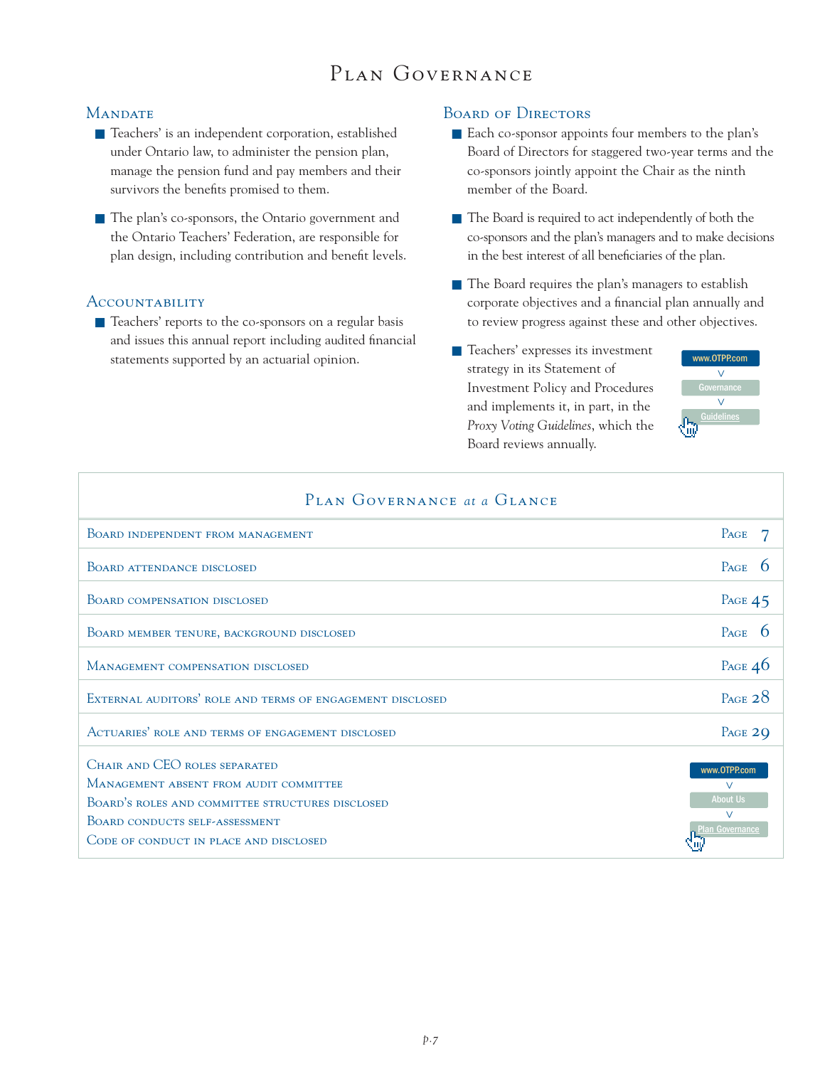# Plan Governance

## Mandate

- Teachers' is an independent corporation, established under Ontario law, to administer the pension plan, manage the pension fund and pay members and their survivors the benefits promised to them.
- The plan's co-sponsors, the Ontario government and the Ontario Teachers' Federation, are responsible for plan design, including contribution and benefit levels.

## Accountability

- Teachers' reports to the co-sponsors on a regular basis and issues this annual report including audited financial statements supported by an actuarial opinion.

## Board of Directors

- Each co-sponsor appoints four members to the plan's Board of Directors for staggered two-year terms and the co-sponsors jointly appoint the Chair as the ninth member of the Board.
- The Board is required to act independently of both the co-sponsors and the plan's managers and to make decisions in the best interest of all beneficiaries of the plan.
- The Board requires the plan's managers to establish corporate objectives and a financial plan annually and to review progress against these and other objectives.
- Teachers' expresses its investment strategy in its Statement of Investment Policy and Procedures and implements it, in part, in the *Proxy Voting Guidelines*, which the Board reviews annually.

www.OTPP.com > Governance > Guidelines

## Plan Governance at a Glance

| | |
|---|---|
| Board independent from management | Page 7 |
| Board attendance disclosed | Page 6 |
| Board compensation disclosed | Page 45 |
| Board member tenure, background disclosed | Page 6 |
| Management compensation disclosed | Page 46 |
| External auditors' role and terms of engagement disclosed | Page 28 |
| Actuaries' role and terms of engagement disclosed | Page 29 |
| Chair and CEO roles separated<br>Management absent from audit committee<br>Board's roles and committee structures disclosed<br>Board conducts self-assessment<br>Code of conduct in place and disclosed | www.OTPP.com > About Us > Plan Governance |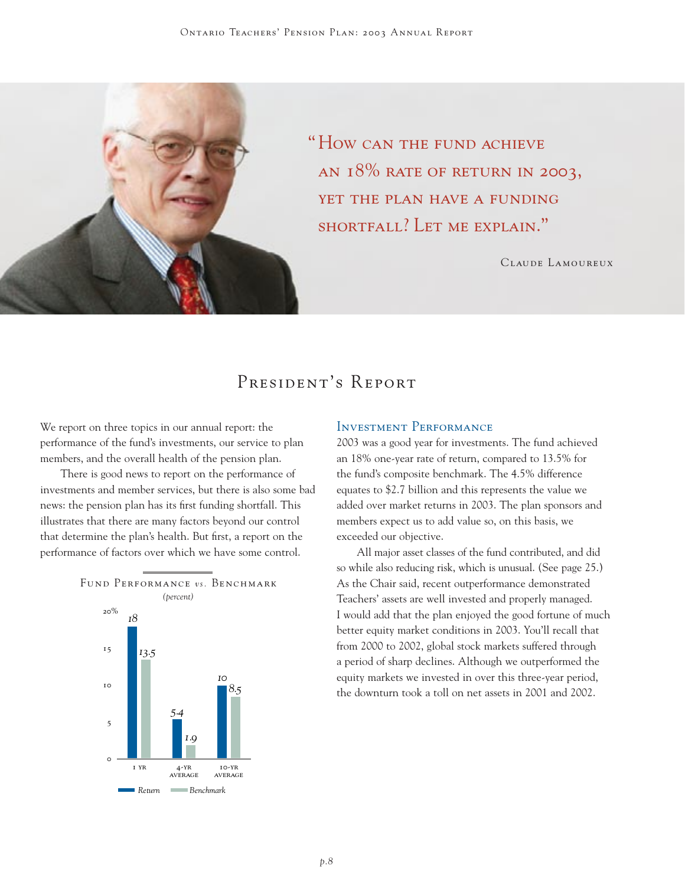"How can the fund achieve an 18% rate of return in 2003, yet the plan have a funding shortfall? Let me explain."

Claude Lamoureux

# President's Report

We report on three topics in our annual report: the performance of the fund's investments, our service to plan members, and the overall health of the pension plan.

There is good news to report on the performance of investments and member services, but there is also some bad news: the pension plan has its first funding shortfall. This illustrates that there are many factors beyond our control that determine the plan's health. But first, a report on the performance of factors over which we have some control.

**Fund Performance *vs.* Benchmark**
*(percent)*

| | Return | Benchmark |
|---|---|---|
| 1 yr | 18 | 13.5 |
| 4-yr average | 5.4 | 1.9 |
| 10-yr average | 10 | 8.5 |

## Investment Performance

2003 was a good year for investments. The fund achieved an 18% one-year rate of return, compared to 13.5% for the fund's composite benchmark. The 4.5% difference equates to $2.7 billion and this represents the value we added over market returns in 2003. The plan sponsors and members expect us to add value so, on this basis, we exceeded our objective.

All major asset classes of the fund contributed, and did so while also reducing risk, which is unusual. (See page 25.) As the Chair said, recent outperformance demonstrated Teachers' assets are well invested and properly managed. I would add that the plan enjoyed the good fortune of much better equity market conditions in 2003. You'll recall that from 2000 to 2002, global stock markets suffered through a period of sharp declines. Although we outperformed the equity markets we invested in over this three-year period, the downturn took a toll on net assets in 2001 and 2002.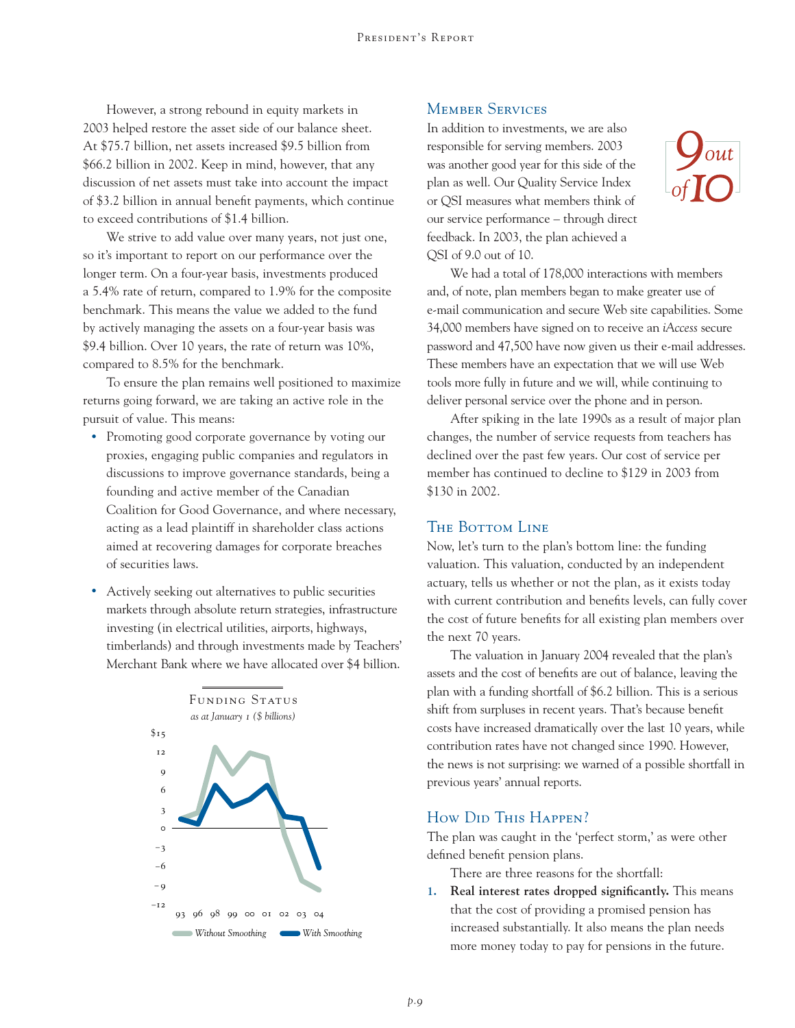However, a strong rebound in equity markets in 2003 helped restore the asset side of our balance sheet. At $75.7 billion, net assets increased $9.5 billion from $66.2 billion in 2002. Keep in mind, however, that any discussion of net assets must take into account the impact of $3.2 billion in annual benefit payments, which continue to exceed contributions of $1.4 billion.

We strive to add value over many years, not just one, so it's important to report on our performance over the longer term. On a four-year basis, investments produced a 5.4% rate of return, compared to 1.9% for the composite benchmark. This means the value we added to the fund by actively managing the assets on a four-year basis was $9.4 billion. Over 10 years, the rate of return was 10%, compared to 8.5% for the benchmark.

To ensure the plan remains well positioned to maximize returns going forward, we are taking an active role in the pursuit of value. This means:

- Promoting good corporate governance by voting our proxies, engaging public companies and regulators in discussions to improve governance standards, being a founding and active member of the Canadian Coalition for Good Governance, and where necessary, acting as a lead plaintiff in shareholder class actions aimed at recovering damages for corporate breaches of securities laws.
- Actively seeking out alternatives to public securities markets through absolute return strategies, infrastructure investing (in electrical utilities, airports, highways, timberlands) and through investments made by Teachers' Merchant Bank where we have allocated over $4 billion.

**Funding Status**
*as at January 1 ($ billions)*

Chart series: Without Smoothing; With Smoothing. Years: 93, 96, 98, 99, 00, 01, 02, 03, 04. Y-axis: $15 to −12.

## Member Services

In addition to investments, we are also responsible for serving members. 2003 was another good year for this side of the plan as well. Our Quality Service Index or QSI measures what members think of our service performance – through direct feedback. In 2003, the plan achieved a QSI of 9.0 out of 10.

*9 out of 10*

We had a total of 178,000 interactions with members and, of note, plan members began to make greater use of e-mail communication and secure Web site capabilities. Some 34,000 members have signed on to receive an *iAccess* secure password and 47,500 have now given us their e-mail addresses. These members have an expectation that we will use Web tools more fully in future and we will, while continuing to deliver personal service over the phone and in person.

After spiking in the late 1990s as a result of major plan changes, the number of service requests from teachers has declined over the past few years. Our cost of service per member has continued to decline to $129 in 2003 from $130 in 2002.

## The Bottom Line

Now, let's turn to the plan's bottom line: the funding valuation. This valuation, conducted by an independent actuary, tells us whether or not the plan, as it exists today with current contribution and benefits levels, can fully cover the cost of future benefits for all existing plan members over the next 70 years.

The valuation in January 2004 revealed that the plan's assets and the cost of benefits are out of balance, leaving the plan with a funding shortfall of $6.2 billion. This is a serious shift from surpluses in recent years. That's because benefit costs have increased dramatically over the last 10 years, while contribution rates have not changed since 1990. However, the news is not surprising: we warned of a possible shortfall in previous years' annual reports.

## How Did This Happen?

The plan was caught in the 'perfect storm,' as were other defined benefit pension plans.

There are three reasons for the shortfall:

1. **Real interest rates dropped significantly.** This means that the cost of providing a promised pension has increased substantially. It also means the plan needs more money today to pay for pensions in the future.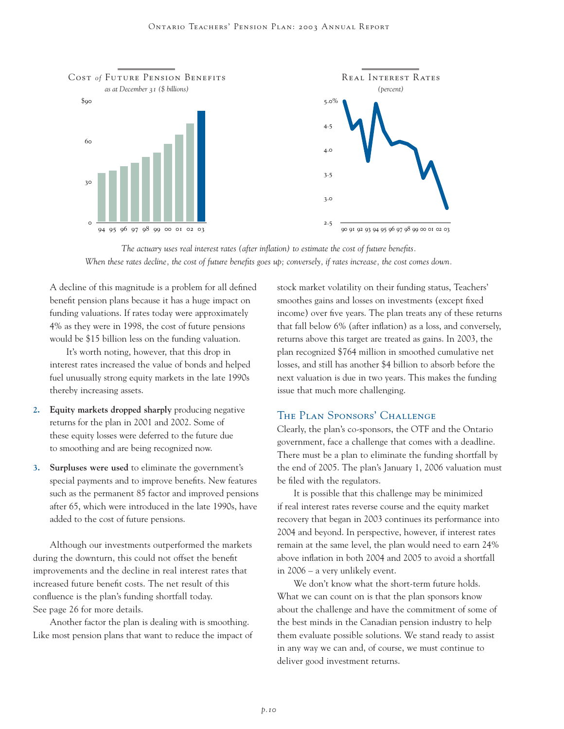**Cost *of* Future Pension Benefits**
*as at December 31 ($ billions)*

**Real Interest Rates**
*(percent)*

*The actuary uses real interest rates (after inflation) to estimate the cost of future benefits. When these rates decline, the cost of future benefits goes up; conversely, if rates increase, the cost comes down.*

A decline of this magnitude is a problem for all defined benefit pension plans because it has a huge impact on funding valuations. If rates today were approximately 4% as they were in 1998, the cost of future pensions would be $15 billion less on the funding valuation.

It's worth noting, however, that this drop in interest rates increased the value of bonds and helped fuel unusually strong equity markets in the late 1990s thereby increasing assets.

2. **Equity markets dropped sharply** producing negative returns for the plan in 2001 and 2002. Some of these equity losses were deferred to the future due to smoothing and are being recognized now.
3. **Surpluses were used** to eliminate the government's special payments and to improve benefits. New features such as the permanent 85 factor and improved pensions after 65, which were introduced in the late 1990s, have added to the cost of future pensions.

Although our investments outperformed the markets during the downturn, this could not offset the benefit improvements and the decline in real interest rates that increased future benefit costs. The net result of this confluence is the plan's funding shortfall today. See page 26 for more details.

Another factor the plan is dealing with is smoothing. Like most pension plans that want to reduce the impact of stock market volatility on their funding status, Teachers' smoothes gains and losses on investments (except fixed income) over five years. The plan treats any of these returns that fall below 6% (after inflation) as a loss, and conversely, returns above this target are treated as gains. In 2003, the plan recognized $764 million in smoothed cumulative net losses, and still has another $4 billion to absorb before the next valuation is due in two years. This makes the funding issue that much more challenging.

## The Plan Sponsors' Challenge

Clearly, the plan's co-sponsors, the OTF and the Ontario government, face a challenge that comes with a deadline. There must be a plan to eliminate the funding shortfall by the end of 2005. The plan's January 1, 2006 valuation must be filed with the regulators.

It is possible that this challenge may be minimized if real interest rates reverse course and the equity market recovery that began in 2003 continues its performance into 2004 and beyond. In perspective, however, if interest rates remain at the same level, the plan would need to earn 24% above inflation in both 2004 and 2005 to avoid a shortfall in 2006 – a very unlikely event.

We don't know what the short-term future holds. What we can count on is that the plan sponsors know about the challenge and have the commitment of some of the best minds in the Canadian pension industry to help them evaluate possible solutions. We stand ready to assist in any way we can and, of course, we must continue to deliver good investment returns.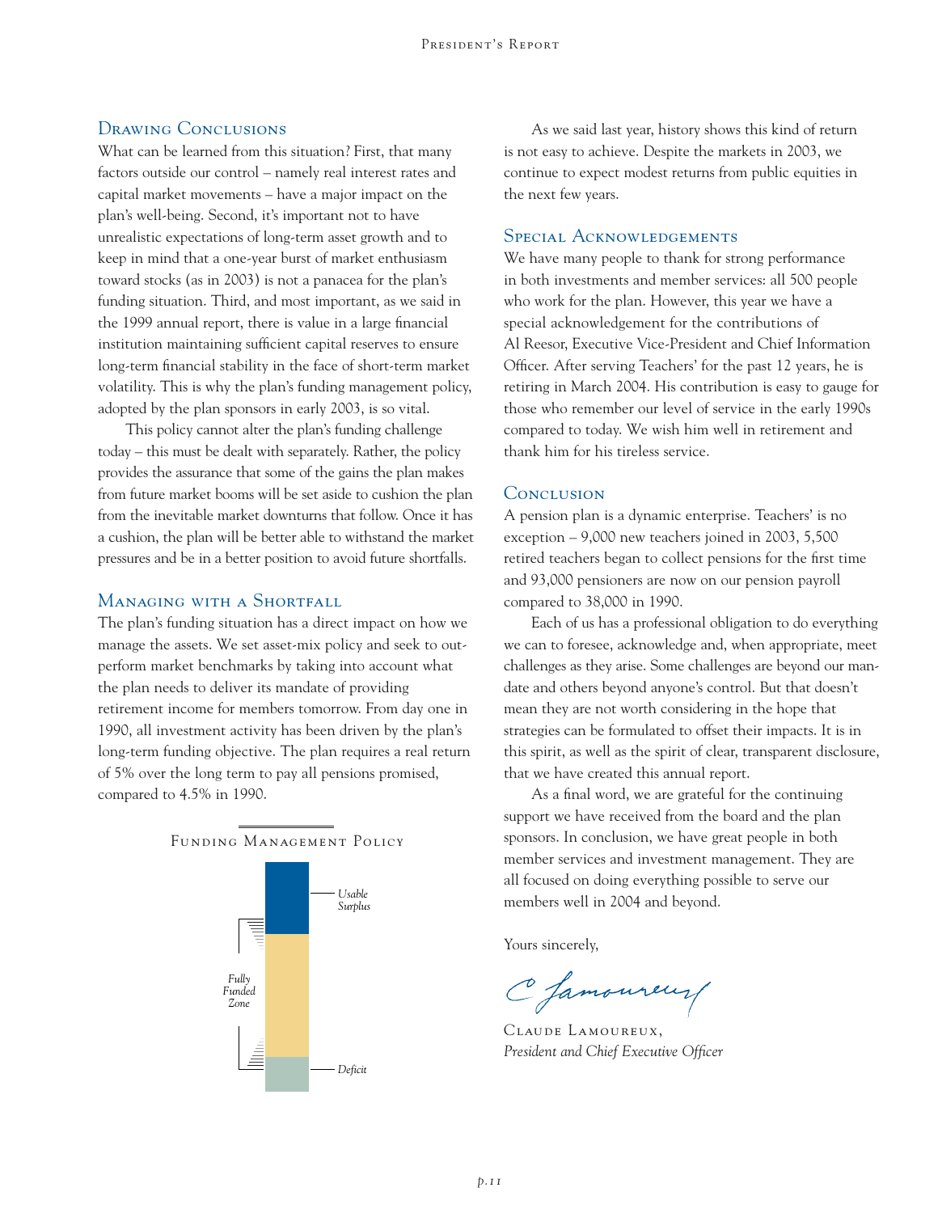## Drawing Conclusions

What can be learned from this situation? First, that many factors outside our control – namely real interest rates and capital market movements – have a major impact on the plan's well-being. Second, it's important not to have unrealistic expectations of long-term asset growth and to keep in mind that a one-year burst of market enthusiasm toward stocks (as in 2003) is not a panacea for the plan's funding situation. Third, and most important, as we said in the 1999 annual report, there is value in a large financial institution maintaining sufficient capital reserves to ensure long-term financial stability in the face of short-term market volatility. This is why the plan's funding management policy, adopted by the plan sponsors in early 2003, is so vital.

This policy cannot alter the plan's funding challenge today – this must be dealt with separately. Rather, the policy provides the assurance that some of the gains the plan makes from future market booms will be set aside to cushion the plan from the inevitable market downturns that follow. Once it has a cushion, the plan will be better able to withstand the market pressures and be in a better position to avoid future shortfalls.

## Managing with a Shortfall

The plan's funding situation has a direct impact on how we manage the assets. We set asset-mix policy and seek to outperform market benchmarks by taking into account what the plan needs to deliver its mandate of providing retirement income for members tomorrow. From day one in 1990, all investment activity has been driven by the plan's long-term funding objective. The plan requires a real return of 5% over the long term to pay all pensions promised, compared to 4.5% in 1990.

Funding Management Policy

Usable Surplus

Fully Funded Zone

Deficit

As we said last year, history shows this kind of return is not easy to achieve. Despite the markets in 2003, we continue to expect modest returns from public equities in the next few years.

## Special Acknowledgements

We have many people to thank for strong performance in both investments and member services: all 500 people who work for the plan. However, this year we have a special acknowledgement for the contributions of Al Reesor, Executive Vice-President and Chief Information Officer. After serving Teachers' for the past 12 years, he is retiring in March 2004. His contribution is easy to gauge for those who remember our level of service in the early 1990s compared to today. We wish him well in retirement and thank him for his tireless service.

## Conclusion

A pension plan is a dynamic enterprise. Teachers' is no exception – 9,000 new teachers joined in 2003, 5,500 retired teachers began to collect pensions for the first time and 93,000 pensioners are now on our pension payroll compared to 38,000 in 1990.

Each of us has a professional obligation to do everything we can to foresee, acknowledge and, when appropriate, meet challenges as they arise. Some challenges are beyond our mandate and others beyond anyone's control. But that doesn't mean they are not worth considering in the hope that strategies can be formulated to offset their impacts. It is in this spirit, as well as the spirit of clear, transparent disclosure, that we have created this annual report.

As a final word, we are grateful for the continuing support we have received from the board and the plan sponsors. In conclusion, we have great people in both member services and investment management. They are all focused on doing everything possible to serve our members well in 2004 and beyond.

Yours sincerely,

Claude Lamoureux,
*President and Chief Executive Officer*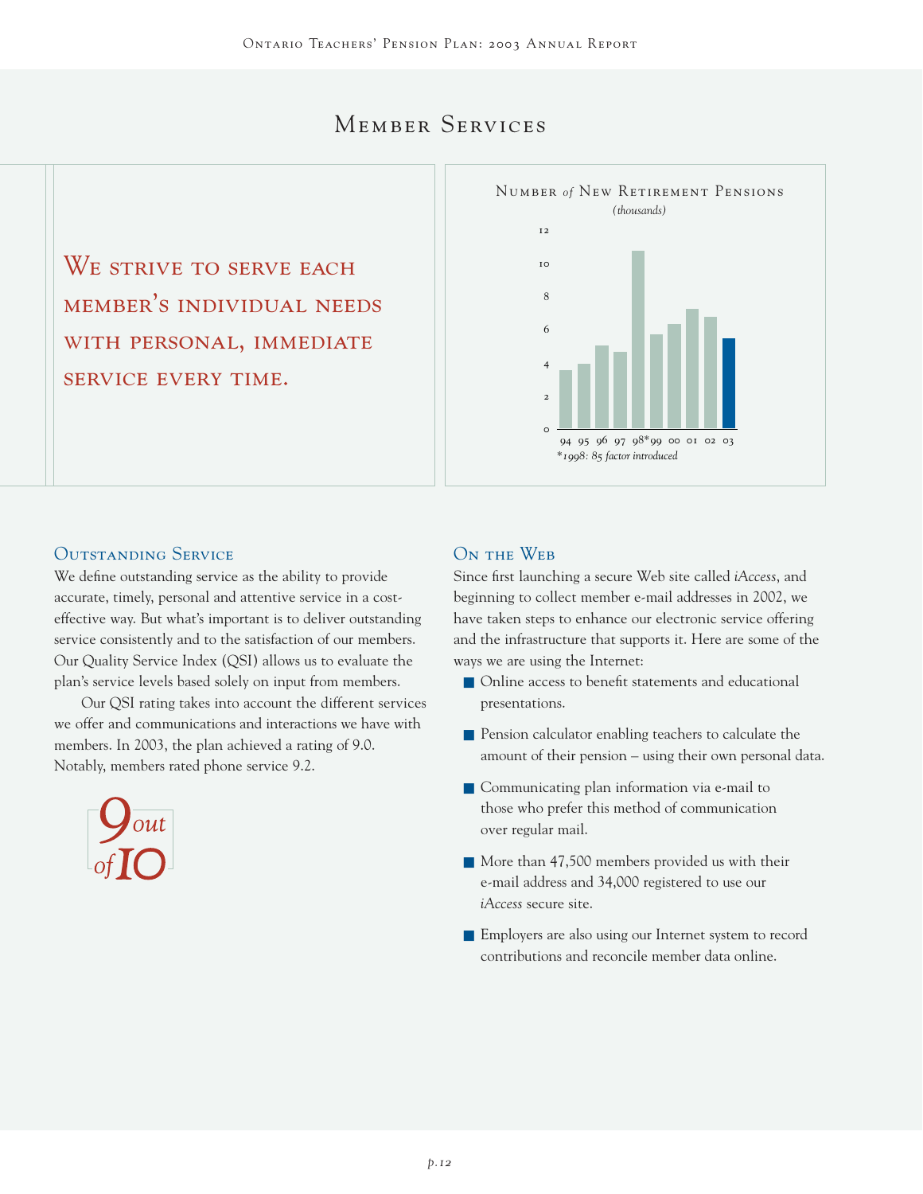# Member Services

**We strive to serve each member's individual needs with personal, immediate service every time.**

Number *of* New Retirement Pensions
*(thousands)*

12
10
8
6
4
2
0

94 95 96 97 98* 99 00 01 02 03

*\*1998: 85 factor introduced*

## Outstanding Service

We define outstanding service as the ability to provide accurate, timely, personal and attentive service in a cost-effective way. But what's important is to deliver outstanding service consistently and to the satisfaction of our members. Our Quality Service Index (QSI) allows us to evaluate the plan's service levels based solely on input from members.

Our QSI rating takes into account the different services we offer and communications and interactions we have with members. In 2003, the plan achieved a rating of 9.0. Notably, members rated phone service 9.2.

*9 out of 10*

## On the Web

Since first launching a secure Web site called *iAccess*, and beginning to collect member e-mail addresses in 2002, we have taken steps to enhance our electronic service offering and the infrastructure that supports it. Here are some of the ways we are using the Internet:

- Online access to benefit statements and educational presentations.
- Pension calculator enabling teachers to calculate the amount of their pension – using their own personal data.
- Communicating plan information via e-mail to those who prefer this method of communication over regular mail.
- More than 47,500 members provided us with their e-mail address and 34,000 registered to use our *iAccess* secure site.
- Employers are also using our Internet system to record contributions and reconcile member data online.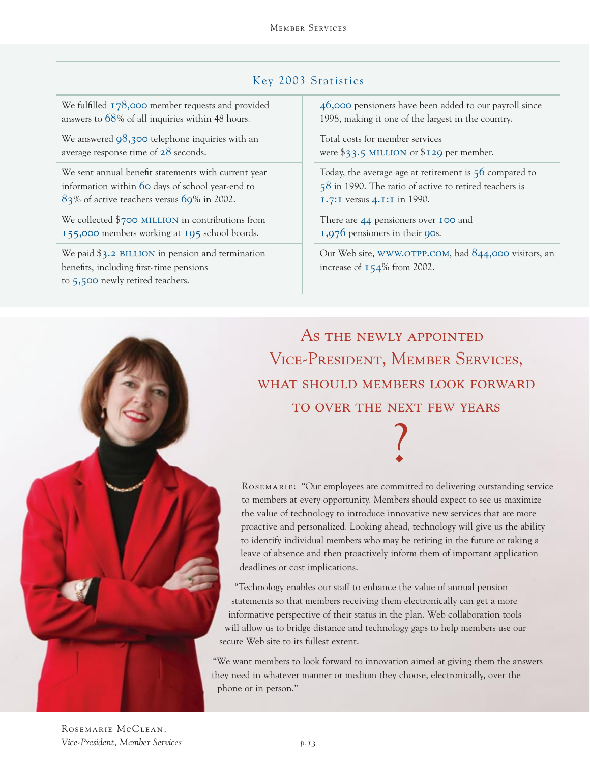## Key 2003 Statistics

| | |
|---|---|
| We fulfilled 178,000 member requests and provided answers to 68% of all inquiries within 48 hours. | 46,000 pensioners have been added to our payroll since 1998, making it one of the largest in the country. |
| We answered 98,300 telephone inquiries with an average response time of 28 seconds. | Total costs for member services were $33.5 MILLION or $129 per member. |
| We sent annual benefit statements with current year information within 60 days of school year-end to 83% of active teachers versus 69% in 2002. | Today, the average age at retirement is 56 compared to 58 in 1990. The ratio of active to retired teachers is 1.7:1 versus 4.1:1 in 1990. |
| We collected $700 MILLION in contributions from 155,000 members working at 195 school boards. | There are 44 pensioners over 100 and 1,976 pensioners in their 90s. |
| We paid $3.2 BILLION in pension and termination benefits, including first-time pensions to 5,500 newly retired teachers. | Our Web site, WWW.OTPP.COM, had 844,000 visitors, an increase of 154% from 2002. |

## As the newly appointed Vice-President, Member Services, what should members look forward to over the next few years?

ROSEMARIE: "Our employees are committed to delivering outstanding service to members at every opportunity. Members should expect to see us maximize the value of technology to introduce innovative new services that are more proactive and personalized. Looking ahead, technology will give us the ability to identify individual members who may be retiring in the future or taking a leave of absence and then proactively inform them of important application deadlines or cost implications.

"Technology enables our staff to enhance the value of annual pension statements so that members receiving them electronically can get a more informative perspective of their status in the plan. Web collaboration tools will allow us to bridge distance and technology gaps to help members use our secure Web site to its fullest extent.

"We want members to look forward to innovation aimed at giving them the answers they need in whatever manner or medium they choose, electronically, over the phone or in person."

ROSEMARIE MCCLEAN,
*Vice-President, Member Services*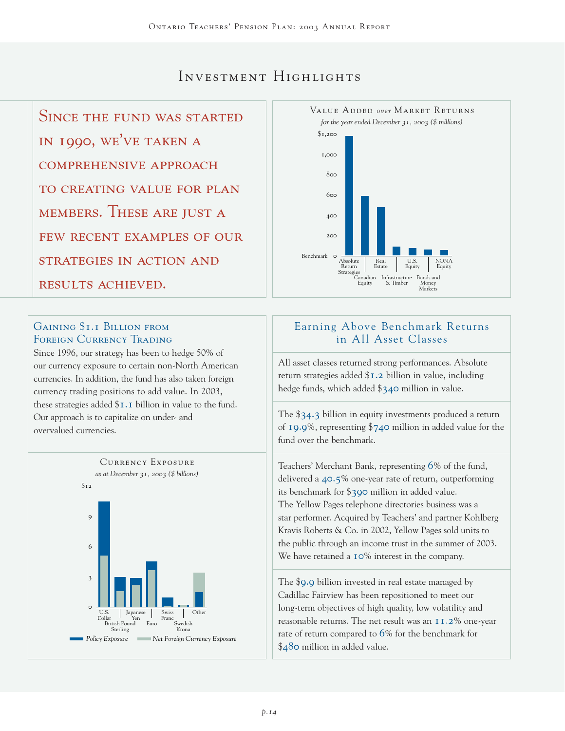# Investment Highlights

Since the fund was started in 1990, we've taken a comprehensive approach to creating value for plan members. These are just a few recent examples of our strategies in action and results achieved.

### Value Added *over* Market Returns

*for the year ended December 31, 2003 ($ millions)*

$1,200 / 1,000 / 800 / 600 / 400 / 200 / Benchmark 0

Absolute Return Strategies · Canadian Equity · Real Estate · Infrastructure & Timber · U.S. Equity · Bonds and Money Markets · NONA Equity

## Gaining $1.1 Billion from Foreign Currency Trading

Since 1996, our strategy has been to hedge 50% of our currency exposure to certain non-North American currencies. In addition, the fund has also taken foreign currency trading positions to add value. In 2003, these strategies added $1.1 billion in value to the fund. Our approach is to capitalize on under- and overvalued currencies.

### Currency Exposure

*as at December 31, 2003 ($ billions)*

$12 / 9 / 6 / 3 / 0

U.S. Dollar · British Pound Sterling · Japanese Yen · Euro · Swiss Franc · Swedish Krona · Other

*Policy Exposure* · *Net Foreign Currency Exposure*

## Earning Above Benchmark Returns in All Asset Classes

All asset classes returned strong performances. Absolute return strategies added $1.2 billion in value, including hedge funds, which added $340 million in value.

The $34.3 billion in equity investments produced a return of 19.9%, representing $740 million in added value for the fund over the benchmark.

Teachers' Merchant Bank, representing 6% of the fund, delivered a 40.5% one-year rate of return, outperforming its benchmark for $390 million in added value. The Yellow Pages telephone directories business was a star performer. Acquired by Teachers' and partner Kohlberg Kravis Roberts & Co. in 2002, Yellow Pages sold units to the public through an income trust in the summer of 2003. We have retained a 10% interest in the company.

The $9.9 billion invested in real estate managed by Cadillac Fairview has been repositioned to meet our long-term objectives of high quality, low volatility and reasonable returns. The net result was an 11.2% one-year rate of return compared to 6% for the benchmark for $480 million in added value.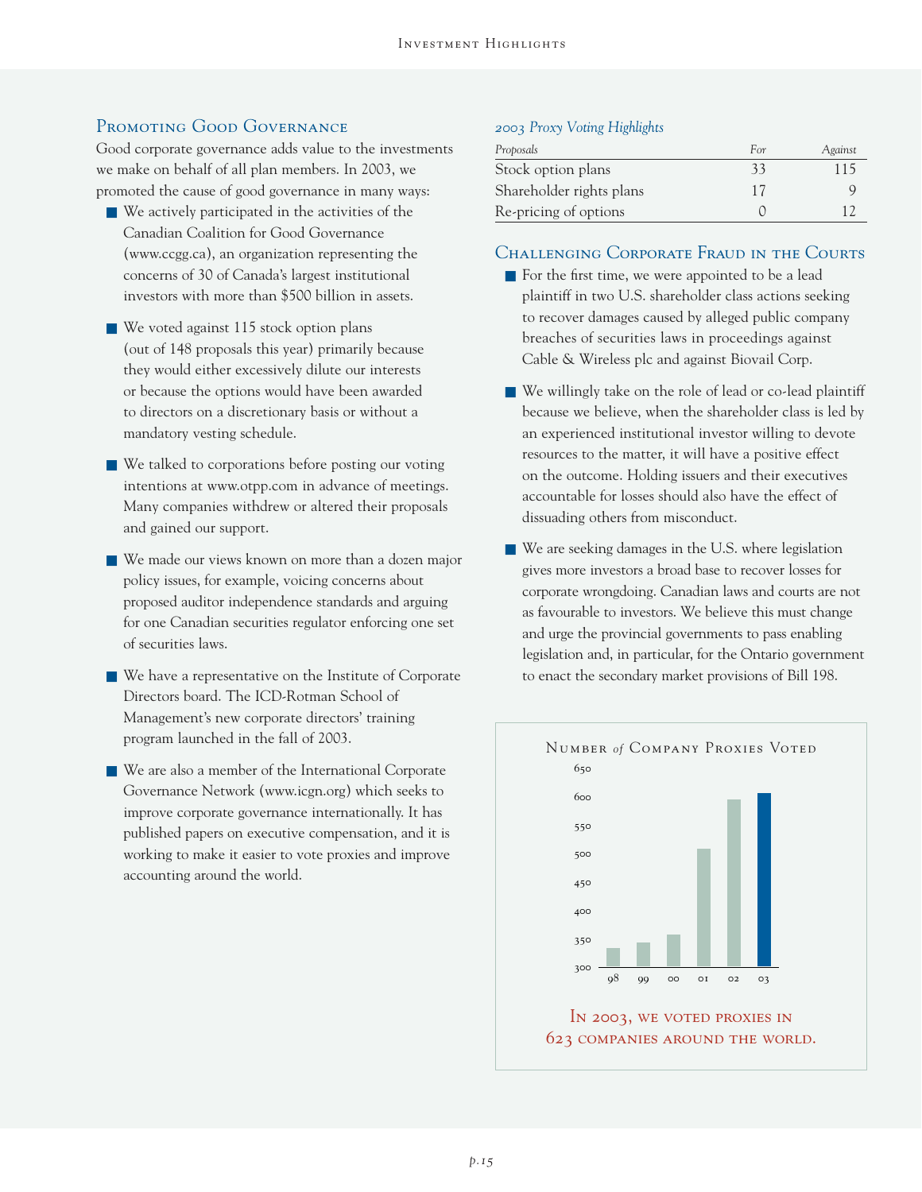## Promoting Good Governance

Good corporate governance adds value to the investments we make on behalf of all plan members. In 2003, we promoted the cause of good governance in many ways:

- We actively participated in the activities of the Canadian Coalition for Good Governance (www.ccgg.ca), an organization representing the concerns of 30 of Canada's largest institutional investors with more than $500 billion in assets.
- We voted against 115 stock option plans (out of 148 proposals this year) primarily because they would either excessively dilute our interests or because the options would have been awarded to directors on a discretionary basis or without a mandatory vesting schedule.
- We talked to corporations before posting our voting intentions at www.otpp.com in advance of meetings. Many companies withdrew or altered their proposals and gained our support.
- We made our views known on more than a dozen major policy issues, for example, voicing concerns about proposed auditor independence standards and arguing for one Canadian securities regulator enforcing one set of securities laws.
- We have a representative on the Institute of Corporate Directors board. The ICD-Rotman School of Management's new corporate directors' training program launched in the fall of 2003.
- We are also a member of the International Corporate Governance Network (www.icgn.org) which seeks to improve corporate governance internationally. It has published papers on executive compensation, and it is working to make it easier to vote proxies and improve accounting around the world.

*2003 Proxy Voting Highlights*

| *Proposals* | *For* | *Against* |
|---|---|---|
| Stock option plans | 33 | 115 |
| Shareholder rights plans | 17 | 9 |
| Re-pricing of options | 0 | 12 |

## Challenging Corporate Fraud in the Courts

- For the first time, we were appointed to be a lead plaintiff in two U.S. shareholder class actions seeking to recover damages caused by alleged public company breaches of securities laws in proceedings against Cable & Wireless plc and against Biovail Corp.
- We willingly take on the role of lead or co-lead plaintiff because we believe, when the shareholder class is led by an experienced institutional investor willing to devote resources to the matter, it will have a positive effect on the outcome. Holding issuers and their executives accountable for losses should also have the effect of dissuading others from misconduct.
- We are seeking damages in the U.S. where legislation gives more investors a broad base to recover losses for corporate wrongdoing. Canadian laws and courts are not as favourable to investors. We believe this must change and urge the provincial governments to pass enabling legislation and, in particular, for the Ontario government to enact the secondary market provisions of Bill 198.

**Number of Company Proxies Voted**

(Bar chart, years 98–03; y-axis 300–650)

In 2003, we voted proxies in 623 companies around the world.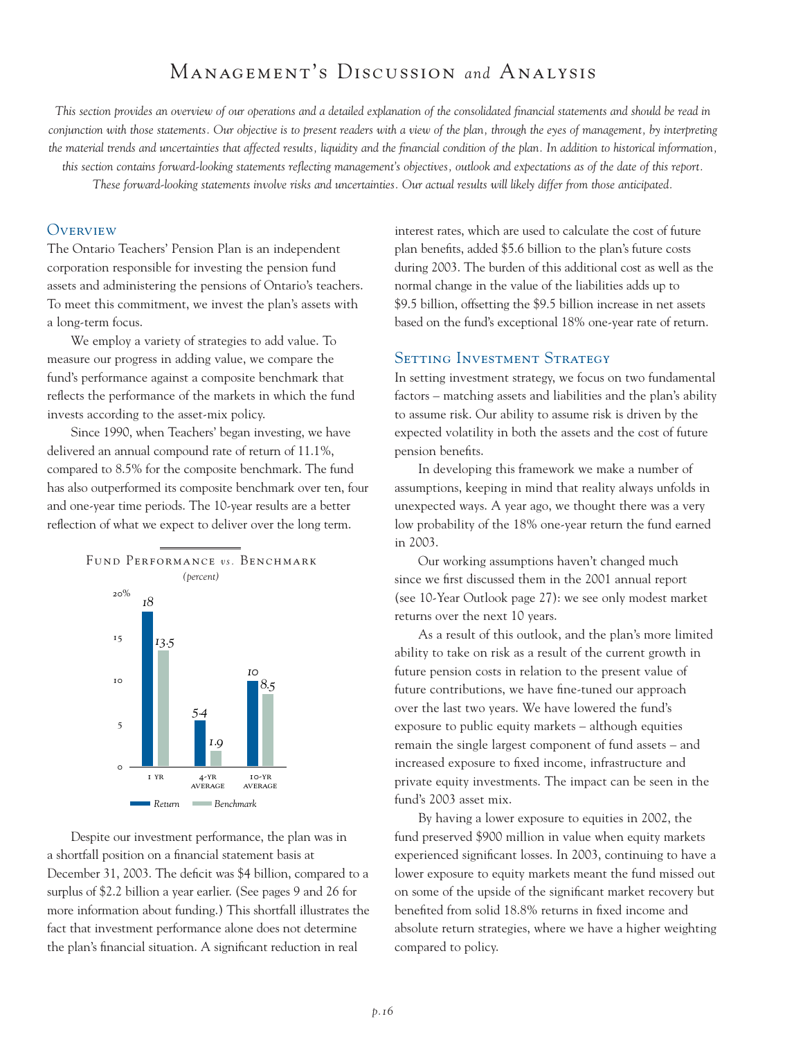# Management's Discussion *and* Analysis

*This section provides an overview of our operations and a detailed explanation of the consolidated financial statements and should be read in conjunction with those statements. Our objective is to present readers with a view of the plan, through the eyes of management, by interpreting the material trends and uncertainties that affected results, liquidity and the financial condition of the plan. In addition to historical information, this section contains forward-looking statements reflecting management's objectives, outlook and expectations as of the date of this report. These forward-looking statements involve risks and uncertainties. Our actual results will likely differ from those anticipated.*

## Overview

The Ontario Teachers' Pension Plan is an independent corporation responsible for investing the pension fund assets and administering the pensions of Ontario's teachers. To meet this commitment, we invest the plan's assets with a long-term focus.

We employ a variety of strategies to add value. To measure our progress in adding value, we compare the fund's performance against a composite benchmark that reflects the performance of the markets in which the fund invests according to the asset-mix policy.

Since 1990, when Teachers' began investing, we have delivered an annual compound rate of return of 11.1%, compared to 8.5% for the composite benchmark. The fund has also outperformed its composite benchmark over ten, four and one-year time periods. The 10-year results are a better reflection of what we expect to deliver over the long term.

**Fund Performance *vs.* Benchmark**
*(percent)*

| | Return | Benchmark |
|---|---|---|
| 1 yr | 18 | 13.5 |
| 4-yr average | 5.4 | 1.9 |
| 10-yr average | 10 | 8.5 |

Despite our investment performance, the plan was in a shortfall position on a financial statement basis at December 31, 2003. The deficit was $4 billion, compared to a surplus of $2.2 billion a year earlier. (See pages 9 and 26 for more information about funding.) This shortfall illustrates the fact that investment performance alone does not determine the plan's financial situation. A significant reduction in real interest rates, which are used to calculate the cost of future plan benefits, added $5.6 billion to the plan's future costs during 2003. The burden of this additional cost as well as the normal change in the value of the liabilities adds up to $9.5 billion, offsetting the $9.5 billion increase in net assets based on the fund's exceptional 18% one-year rate of return.

## Setting Investment Strategy

In setting investment strategy, we focus on two fundamental factors – matching assets and liabilities and the plan's ability to assume risk. Our ability to assume risk is driven by the expected volatility in both the assets and the cost of future pension benefits.

In developing this framework we make a number of assumptions, keeping in mind that reality always unfolds in unexpected ways. A year ago, we thought there was a very low probability of the 18% one-year return the fund earned in 2003.

Our working assumptions haven't changed much since we first discussed them in the 2001 annual report (see 10-Year Outlook page 27): we see only modest market returns over the next 10 years.

As a result of this outlook, and the plan's more limited ability to take on risk as a result of the current growth in future pension costs in relation to the present value of future contributions, we have fine-tuned our approach over the last two years. We have lowered the fund's exposure to public equity markets – although equities remain the single largest component of fund assets – and increased exposure to fixed income, infrastructure and private equity investments. The impact can be seen in the fund's 2003 asset mix.

By having a lower exposure to equities in 2002, the fund preserved $900 million in value when equity markets experienced significant losses. In 2003, continuing to have a lower exposure to equity markets meant the fund missed out on some of the upside of the significant market recovery but benefited from solid 18.8% returns in fixed income and absolute return strategies, where we have a higher weighting compared to policy.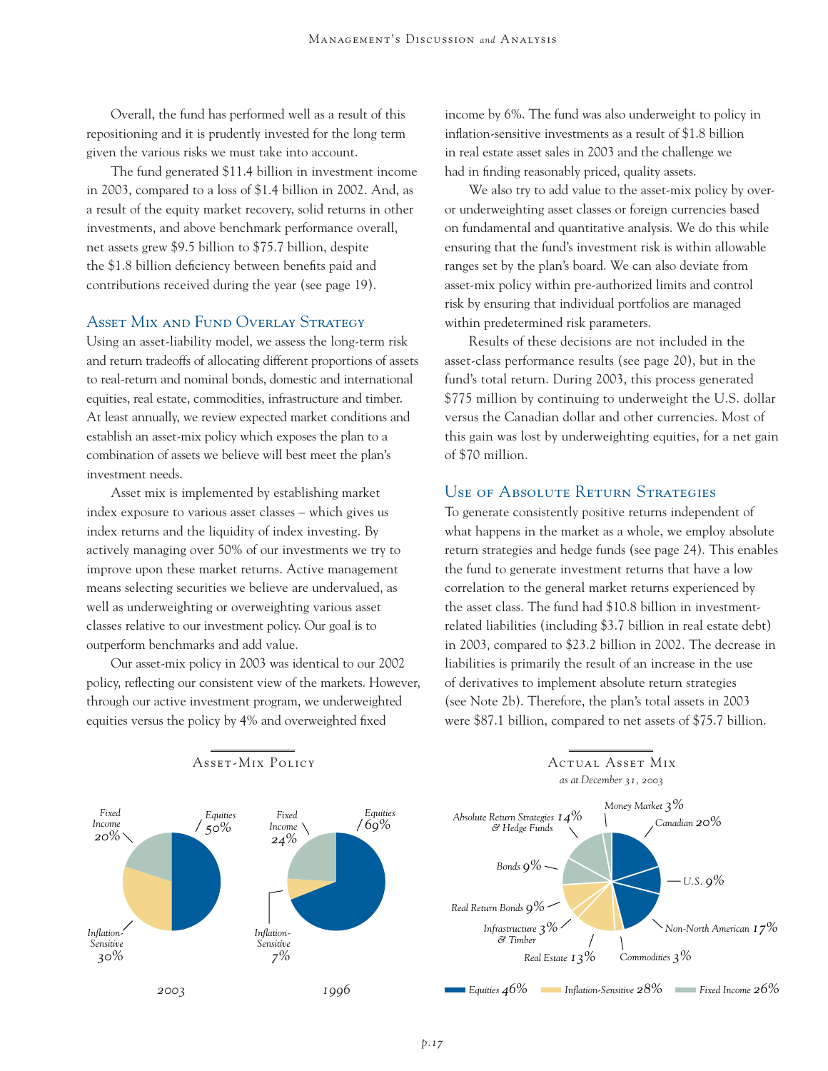Overall, the fund has performed well as a result of this repositioning and it is prudently invested for the long term given the various risks we must take into account.

The fund generated $11.4 billion in investment income in 2003, compared to a loss of $1.4 billion in 2002. And, as a result of the equity market recovery, solid returns in other investments, and above benchmark performance overall, net assets grew $9.5 billion to $75.7 billion, despite the $1.8 billion deficiency between benefits paid and contributions received during the year (see page 19).

## Asset Mix and Fund Overlay Strategy

Using an asset-liability model, we assess the long-term risk and return tradeoffs of allocating different proportions of assets to real-return and nominal bonds, domestic and international equities, real estate, commodities, infrastructure and timber. At least annually, we review expected market conditions and establish an asset-mix policy which exposes the plan to a combination of assets we believe will best meet the plan's investment needs.

Asset mix is implemented by establishing market index exposure to various asset classes – which gives us index returns and the liquidity of index investing. By actively managing over 50% of our investments we try to improve upon these market returns. Active management means selecting securities we believe are undervalued, as well as underweighting or overweighting various asset classes relative to our investment policy. Our goal is to outperform benchmarks and add value.

Our asset-mix policy in 2003 was identical to our 2002 policy, reflecting our consistent view of the markets. However, through our active investment program, we underweighted equities versus the policy by 4% and overweighted fixed income by 6%. The fund was also underweight to policy in inflation-sensitive investments as a result of $1.8 billion in real estate asset sales in 2003 and the challenge we had in finding reasonably priced, quality assets.

We also try to add value to the asset-mix policy by over- or underweighting asset classes or foreign currencies based on fundamental and quantitative analysis. We do this while ensuring that the fund's investment risk is within allowable ranges set by the plan's board. We can also deviate from asset-mix policy within pre-authorized limits and control risk by ensuring that individual portfolios are managed within predetermined risk parameters.

Results of these decisions are not included in the asset-class performance results (see page 20), but in the fund's total return. During 2003, this process generated $775 million by continuing to underweight the U.S. dollar versus the Canadian dollar and other currencies. Most of this gain was lost by underweighting equities, for a net gain of $70 million.

## Use of Absolute Return Strategies

To generate consistently positive returns independent of what happens in the market as a whole, we employ absolute return strategies and hedge funds (see page 24). This enables the fund to generate investment returns that have a low correlation to the general market returns experienced by the asset class. The fund had $10.8 billion in investment-related liabilities (including $3.7 billion in real estate debt) in 2003, compared to $23.2 billion in 2002. The decrease in liabilities is primarily the result of an increase in the use of derivatives to implement absolute return strategies (see Note 2b). Therefore, the plan's total assets in 2003 were $87.1 billion, compared to net assets of $75.7 billion.

### Asset-Mix Policy

| | 2003 | 1996 |
|---|---|---|
| Equities | 50% | 69% |
| Fixed Income | 20% | 24% |
| Inflation-Sensitive | 30% | 7% |

### Actual Asset Mix
*as at December 31, 2003*

| Asset | % |
|---|---|
| Canadian | 20% |
| U.S. | 9% |
| Non-North American | 17% |
| Commodities | 3% |
| Real Estate | 13% |
| Infrastructure & Timber | 3% |
| Real Return Bonds | 9% |
| Bonds | 9% |
| Absolute Return Strategies & Hedge Funds | 14% |
| Money Market | 3% |

Equities 46% | Inflation-Sensitive 28% | Fixed Income 26%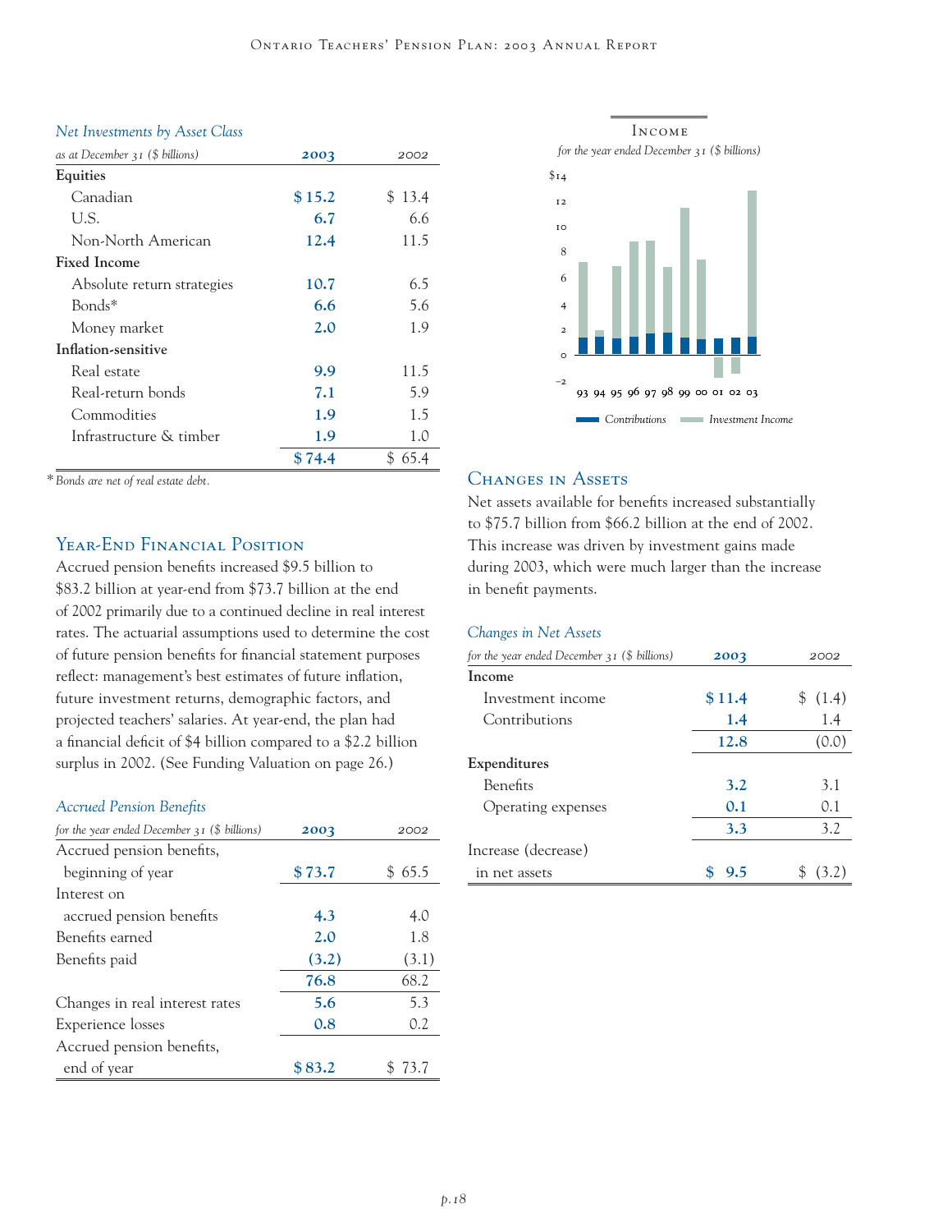*Net Investments by Asset Class*

| *as at December 31 ($ billions)* | **2003** | 2002 |
|---|---|---|
| **Equities** | | |
| Canadian | **$ 15.2** | $ 13.4 |
| U.S. | **6.7** | 6.6 |
| Non-North American | **12.4** | 11.5 |
| **Fixed Income** | | |
| Absolute return strategies | **10.7** | 6.5 |
| Bonds* | **6.6** | 5.6 |
| Money market | **2.0** | 1.9 |
| **Inflation-sensitive** | | |
| Real estate | **9.9** | 11.5 |
| Real-return bonds | **7.1** | 5.9 |
| Commodities | **1.9** | 1.5 |
| Infrastructure & timber | **1.9** | 1.0 |
| | **$ 74.4** | $ 65.4 |

*\* Bonds are net of real estate debt.*

## Year-End Financial Position

Accrued pension benefits increased $9.5 billion to $83.2 billion at year-end from $73.7 billion at the end of 2002 primarily due to a continued decline in real interest rates. The actuarial assumptions used to determine the cost of future pension benefits for financial statement purposes reflect: management's best estimates of future inflation, future investment returns, demographic factors, and projected teachers' salaries. At year-end, the plan had a financial deficit of $4 billion compared to a $2.2 billion surplus in 2002. (See Funding Valuation on page 26.)

*Accrued Pension Benefits*

| *for the year ended December 31 ($ billions)* | **2003** | 2002 |
|---|---|---|
| Accrued pension benefits, beginning of year | **$ 73.7** | $ 65.5 |
| Interest on accrued pension benefits | **4.3** | 4.0 |
| Benefits earned | **2.0** | 1.8 |
| Benefits paid | **(3.2)** | (3.1) |
| | **76.8** | 68.2 |
| Changes in real interest rates | **5.6** | 5.3 |
| Experience losses | **0.8** | 0.2 |
| Accrued pension benefits, end of year | **$ 83.2** | $ 73.7 |

Income

*for the year ended December 31 ($ billions)*

## Changes in Assets

Net assets available for benefits increased substantially to $75.7 billion from $66.2 billion at the end of 2002. This increase was driven by investment gains made during 2003, which were much larger than the increase in benefit payments.

*Changes in Net Assets*

| *for the year ended December 31 ($ billions)* | **2003** | 2002 |
|---|---|---|
| **Income** | | |
| Investment income | **$ 11.4** | $ (1.4) |
| Contributions | **1.4** | 1.4 |
| | **12.8** | (0.0) |
| **Expenditures** | | |
| Benefits | **3.2** | 3.1 |
| Operating expenses | **0.1** | 0.1 |
| | **3.3** | 3.2 |
| Increase (decrease) in net assets | **$ 9.5** | $ (3.2) |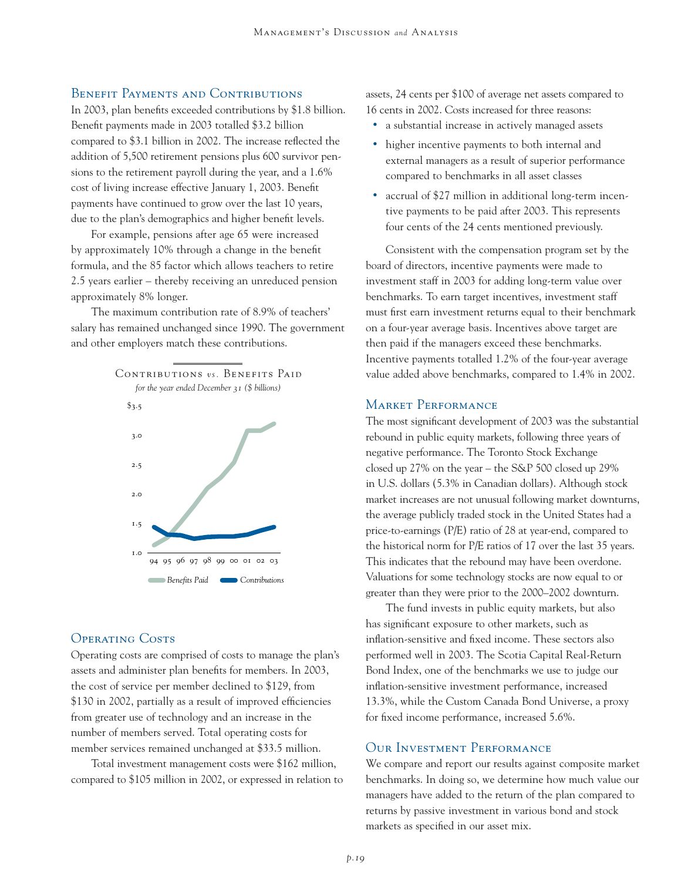## Benefit Payments and Contributions

In 2003, plan benefits exceeded contributions by $1.8 billion. Benefit payments made in 2003 totalled $3.2 billion compared to $3.1 billion in 2002. The increase reflected the addition of 5,500 retirement pensions plus 600 survivor pensions to the retirement payroll during the year, and a 1.6% cost of living increase effective January 1, 2003. Benefit payments have continued to grow over the last 10 years, due to the plan's demographics and higher benefit levels.

For example, pensions after age 65 were increased by approximately 10% through a change in the benefit formula, and the 85 factor which allows teachers to retire 2.5 years earlier – thereby receiving an unreduced pension approximately 8% longer.

The maximum contribution rate of 8.9% of teachers' salary has remained unchanged since 1990. The government and other employers match these contributions.

Contributions *vs.* Benefits Paid
*for the year ended December 31 ($ billions)*

## Operating Costs

Operating costs are comprised of costs to manage the plan's assets and administer plan benefits for members. In 2003, the cost of service per member declined to $129, from $130 in 2002, partially as a result of improved efficiencies from greater use of technology and an increase in the number of members served. Total operating costs for member services remained unchanged at $33.5 million.

Total investment management costs were $162 million, compared to $105 million in 2002, or expressed in relation to assets, 24 cents per $100 of average net assets compared to 16 cents in 2002. Costs increased for three reasons:

- a substantial increase in actively managed assets
- higher incentive payments to both internal and external managers as a result of superior performance compared to benchmarks in all asset classes
- accrual of $27 million in additional long-term incentive payments to be paid after 2003. This represents four cents of the 24 cents mentioned previously.

Consistent with the compensation program set by the board of directors, incentive payments were made to investment staff in 2003 for adding long-term value over benchmarks. To earn target incentives, investment staff must first earn investment returns equal to their benchmark on a four-year average basis. Incentives above target are then paid if the managers exceed these benchmarks. Incentive payments totalled 1.2% of the four-year average value added above benchmarks, compared to 1.4% in 2002.

## Market Performance

The most significant development of 2003 was the substantial rebound in public equity markets, following three years of negative performance. The Toronto Stock Exchange closed up 27% on the year – the S&P 500 closed up 29% in U.S. dollars (5.3% in Canadian dollars). Although stock market increases are not unusual following market downturns, the average publicly traded stock in the United States had a price-to-earnings (P/E) ratio of 28 at year-end, compared to the historical norm for P/E ratios of 17 over the last 35 years. This indicates that the rebound may have been overdone. Valuations for some technology stocks are now equal to or greater than they were prior to the 2000–2002 downturn.

The fund invests in public equity markets, but also has significant exposure to other markets, such as inflation-sensitive and fixed income. These sectors also performed well in 2003. The Scotia Capital Real-Return Bond Index, one of the benchmarks we use to judge our inflation-sensitive investment performance, increased 13.3%, while the Custom Canada Bond Universe, a proxy for fixed income performance, increased 5.6%.

## Our Investment Performance

We compare and report our results against composite market benchmarks. In doing so, we determine how much value our managers have added to the return of the plan compared to returns by passive investment in various bond and stock markets as specified in our asset mix.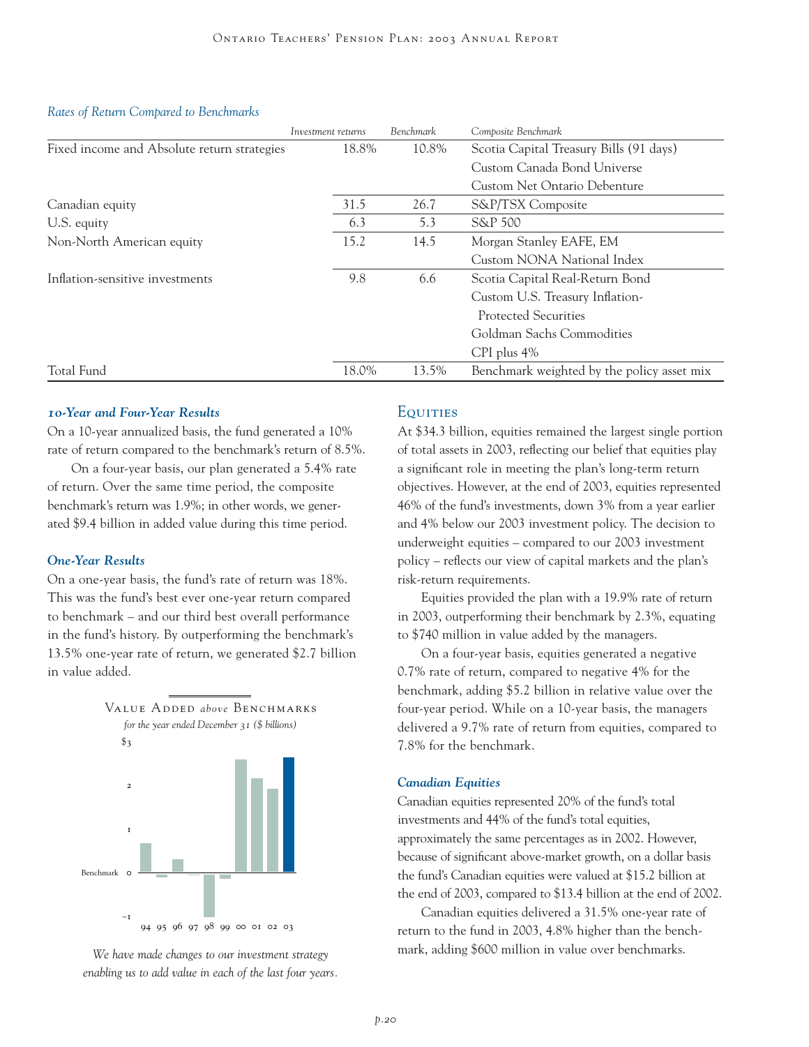*Rates of Return Compared to Benchmarks*

| | *Investment returns* | *Benchmark* | *Composite Benchmark* |
|---|---|---|---|
| Fixed income and Absolute return strategies | 18.8% | 10.8% | Scotia Capital Treasury Bills (91 days)<br>Custom Canada Bond Universe<br>Custom Net Ontario Debenture |
| Canadian equity | 31.5 | 26.7 | S&P/TSX Composite |
| U.S. equity | 6.3 | 5.3 | S&P 500 |
| Non-North American equity | 15.2 | 14.5 | Morgan Stanley EAFE, EM<br>Custom NONA National Index |
| Inflation-sensitive investments | 9.8 | 6.6 | Scotia Capital Real-Return Bond<br>Custom U.S. Treasury Inflation-Protected Securities<br>Goldman Sachs Commodities<br>CPI plus 4% |
| Total Fund | 18.0% | 13.5% | Benchmark weighted by the policy asset mix |

### *10-Year and Four-Year Results*

On a 10-year annualized basis, the fund generated a 10% rate of return compared to the benchmark's return of 8.5%.

On a four-year basis, our plan generated a 5.4% rate of return. Over the same time period, the composite benchmark's return was 1.9%; in other words, we generated $9.4 billion in added value during this time period.

### *One-Year Results*

On a one-year basis, the fund's rate of return was 18%. This was the fund's best ever one-year return compared to benchmark – and our third best overall performance in the fund's history. By outperforming the benchmark's 13.5% one-year rate of return, we generated $2.7 billion in value added.

Value Added *above* Benchmarks
*for the year ended December 31 ($ billions)*

*We have made changes to our investment strategy enabling us to add value in each of the last four years.*

## Equities

At $34.3 billion, equities remained the largest single portion of total assets in 2003, reflecting our belief that equities play a significant role in meeting the plan's long-term return objectives. However, at the end of 2003, equities represented 46% of the fund's investments, down 3% from a year earlier and 4% below our 2003 investment policy. The decision to underweight equities – compared to our 2003 investment policy – reflects our view of capital markets and the plan's risk-return requirements.

Equities provided the plan with a 19.9% rate of return in 2003, outperforming their benchmark by 2.3%, equating to $740 million in value added by the managers.

On a four-year basis, equities generated a negative 0.7% rate of return, compared to negative 4% for the benchmark, adding $5.2 billion in relative value over the four-year period. While on a 10-year basis, the managers delivered a 9.7% rate of return from equities, compared to 7.8% for the benchmark.

### *Canadian Equities*

Canadian equities represented 20% of the fund's total investments and 44% of the fund's total equities, approximately the same percentages as in 2002. However, because of significant above-market growth, on a dollar basis the fund's Canadian equities were valued at $15.2 billion at the end of 2003, compared to $13.4 billion at the end of 2002.

Canadian equities delivered a 31.5% one-year rate of return to the fund in 2003, 4.8% higher than the benchmark, adding $600 million in value over benchmarks.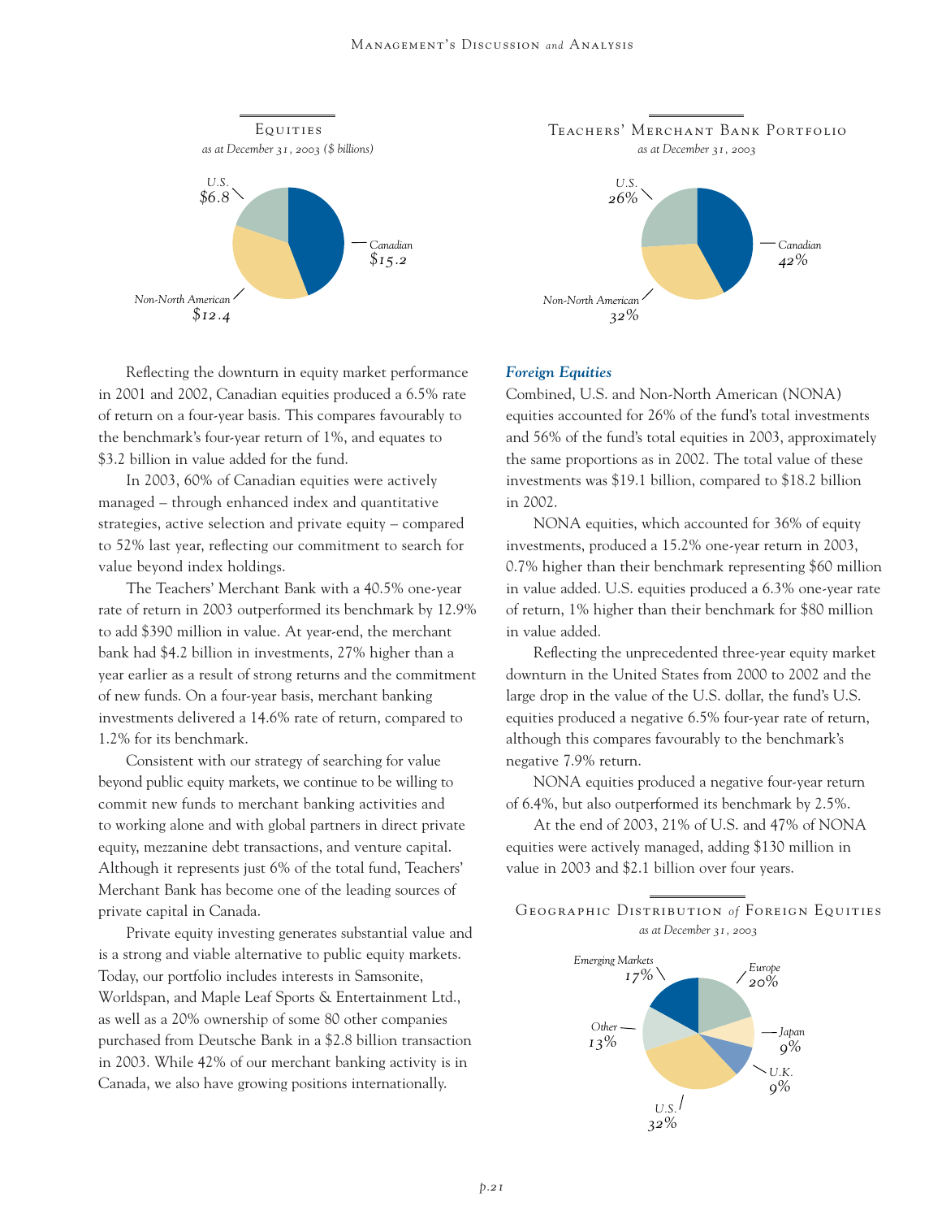**Equities**
*as at December 31, 2003 ($ billions)*

- U.S. $6.8
- Canadian $15.2
- Non-North American $12.4

Reflecting the downturn in equity market performance in 2001 and 2002, Canadian equities produced a 6.5% rate of return on a four-year basis. This compares favourably to the benchmark's four-year return of 1%, and equates to $3.2 billion in value added for the fund.

In 2003, 60% of Canadian equities were actively managed – through enhanced index and quantitative strategies, active selection and private equity – compared to 52% last year, reflecting our commitment to search for value beyond index holdings.

The Teachers' Merchant Bank with a 40.5% one-year rate of return in 2003 outperformed its benchmark by 12.9% to add $390 million in value. At year-end, the merchant bank had $4.2 billion in investments, 27% higher than a year earlier as a result of strong returns and the commitment of new funds. On a four-year basis, merchant banking investments delivered a 14.6% rate of return, compared to 1.2% for its benchmark.

Consistent with our strategy of searching for value beyond public equity markets, we continue to be willing to commit new funds to merchant banking activities and to working alone and with global partners in direct private equity, mezzanine debt transactions, and venture capital. Although it represents just 6% of the total fund, Teachers' Merchant Bank has become one of the leading sources of private capital in Canada.

Private equity investing generates substantial value and is a strong and viable alternative to public equity markets. Today, our portfolio includes interests in Samsonite, Worldspan, and Maple Leaf Sports & Entertainment Ltd., as well as a 20% ownership of some 80 other companies purchased from Deutsche Bank in a $2.8 billion transaction in 2003. While 42% of our merchant banking activity is in Canada, we also have growing positions internationally.

**Teachers' Merchant Bank Portfolio**
*as at December 31, 2003*

- U.S. 26%
- Canadian 42%
- Non-North American 32%

### *Foreign Equities*

Combined, U.S. and Non-North American (NONA) equities accounted for 26% of the fund's total investments and 56% of the fund's total equities in 2003, approximately the same proportions as in 2002. The total value of these investments was $19.1 billion, compared to $18.2 billion in 2002.

NONA equities, which accounted for 36% of equity investments, produced a 15.2% one-year return in 2003, 0.7% higher than their benchmark representing $60 million in value added. U.S. equities produced a 6.3% one-year rate of return, 1% higher than their benchmark for $80 million in value added.

Reflecting the unprecedented three-year equity market downturn in the United States from 2000 to 2002 and the large drop in the value of the U.S. dollar, the fund's U.S. equities produced a negative 6.5% four-year rate of return, although this compares favourably to the benchmark's negative 7.9% return.

NONA equities produced a negative four-year return of 6.4%, but also outperformed its benchmark by 2.5%.

At the end of 2003, 21% of U.S. and 47% of NONA equities were actively managed, adding $130 million in value in 2003 and $2.1 billion over four years.

**Geographic Distribution of Foreign Equities**
*as at December 31, 2003*

- Emerging Markets 17%
- Europe 20%
- Japan 9%
- U.K. 9%
- U.S. 32%
- Other 13%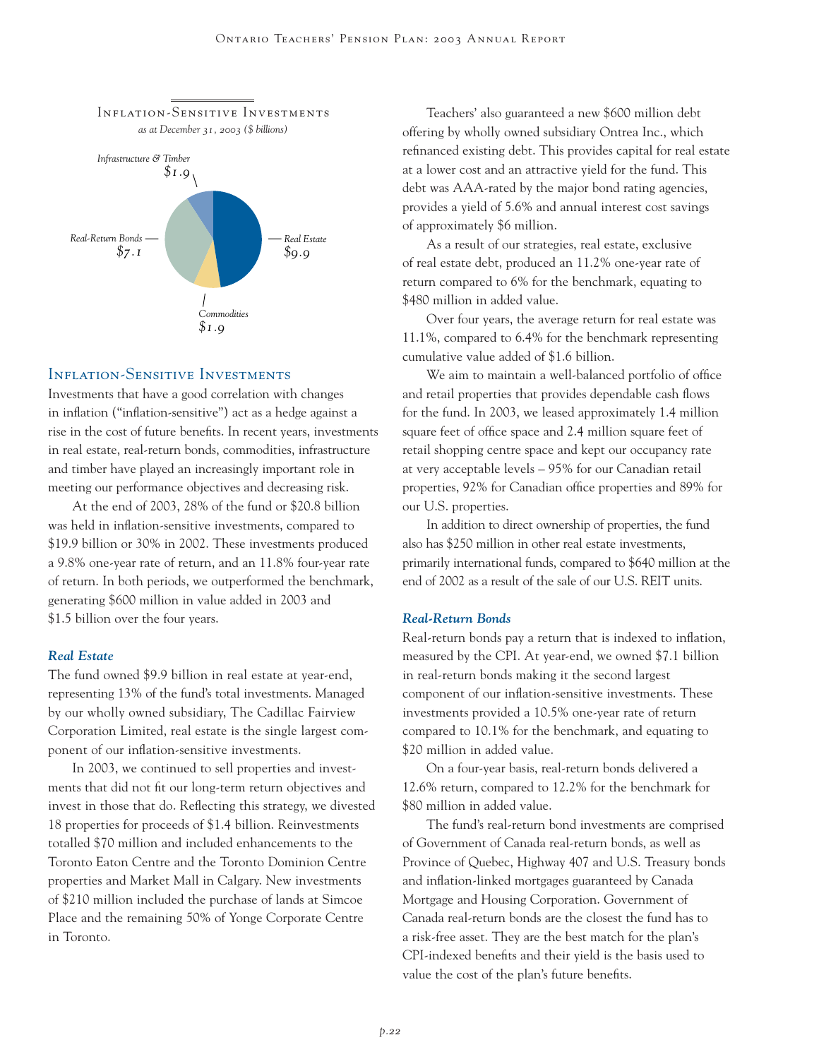### Inflation-Sensitive Investments

*as at December 31, 2003 ($ billions)*

Infrastructure & Timber $1.9
Real-Return Bonds $7.1
Real Estate $9.9
Commodities $1.9

## Inflation-Sensitive Investments

Investments that have a good correlation with changes in inflation ("inflation-sensitive") act as a hedge against a rise in the cost of future benefits. In recent years, investments in real estate, real-return bonds, commodities, infrastructure and timber have played an increasingly important role in meeting our performance objectives and decreasing risk.

At the end of 2003, 28% of the fund or $20.8 billion was held in inflation-sensitive investments, compared to $19.9 billion or 30% in 2002. These investments produced a 9.8% one-year rate of return, and an 11.8% four-year rate of return. In both periods, we outperformed the benchmark, generating $600 million in value added in 2003 and $1.5 billion over the four years.

### *Real Estate*

The fund owned $9.9 billion in real estate at year-end, representing 13% of the fund's total investments. Managed by our wholly owned subsidiary, The Cadillac Fairview Corporation Limited, real estate is the single largest component of our inflation-sensitive investments.

In 2003, we continued to sell properties and investments that did not fit our long-term return objectives and invest in those that do. Reflecting this strategy, we divested 18 properties for proceeds of $1.4 billion. Reinvestments totalled $70 million and included enhancements to the Toronto Eaton Centre and the Toronto Dominion Centre properties and Market Mall in Calgary. New investments of $210 million included the purchase of lands at Simcoe Place and the remaining 50% of Yonge Corporate Centre in Toronto.

Teachers' also guaranteed a new $600 million debt offering by wholly owned subsidiary Ontrea Inc., which refinanced existing debt. This provides capital for real estate at a lower cost and an attractive yield for the fund. This debt was AAA-rated by the major bond rating agencies, provides a yield of 5.6% and annual interest cost savings of approximately $6 million.

As a result of our strategies, real estate, exclusive of real estate debt, produced an 11.2% one-year rate of return compared to 6% for the benchmark, equating to $480 million in added value.

Over four years, the average return for real estate was 11.1%, compared to 6.4% for the benchmark representing cumulative value added of $1.6 billion.

We aim to maintain a well-balanced portfolio of office and retail properties that provides dependable cash flows for the fund. In 2003, we leased approximately 1.4 million square feet of office space and 2.4 million square feet of retail shopping centre space and kept our occupancy rate at very acceptable levels – 95% for our Canadian retail properties, 92% for Canadian office properties and 89% for our U.S. properties.

In addition to direct ownership of properties, the fund also has $250 million in other real estate investments, primarily international funds, compared to $640 million at the end of 2002 as a result of the sale of our U.S. REIT units.

### *Real-Return Bonds*

Real-return bonds pay a return that is indexed to inflation, measured by the CPI. At year-end, we owned $7.1 billion in real-return bonds making it the second largest component of our inflation-sensitive investments. These investments provided a 10.5% one-year rate of return compared to 10.1% for the benchmark, and equating to $20 million in added value.

On a four-year basis, real-return bonds delivered a 12.6% return, compared to 12.2% for the benchmark for $80 million in added value.

The fund's real-return bond investments are comprised of Government of Canada real-return bonds, as well as Province of Quebec, Highway 407 and U.S. Treasury bonds and inflation-linked mortgages guaranteed by Canada Mortgage and Housing Corporation. Government of Canada real-return bonds are the closest the fund has to a risk-free asset. They are the best match for the plan's CPI-indexed benefits and their yield is the basis used to value the cost of the plan's future benefits.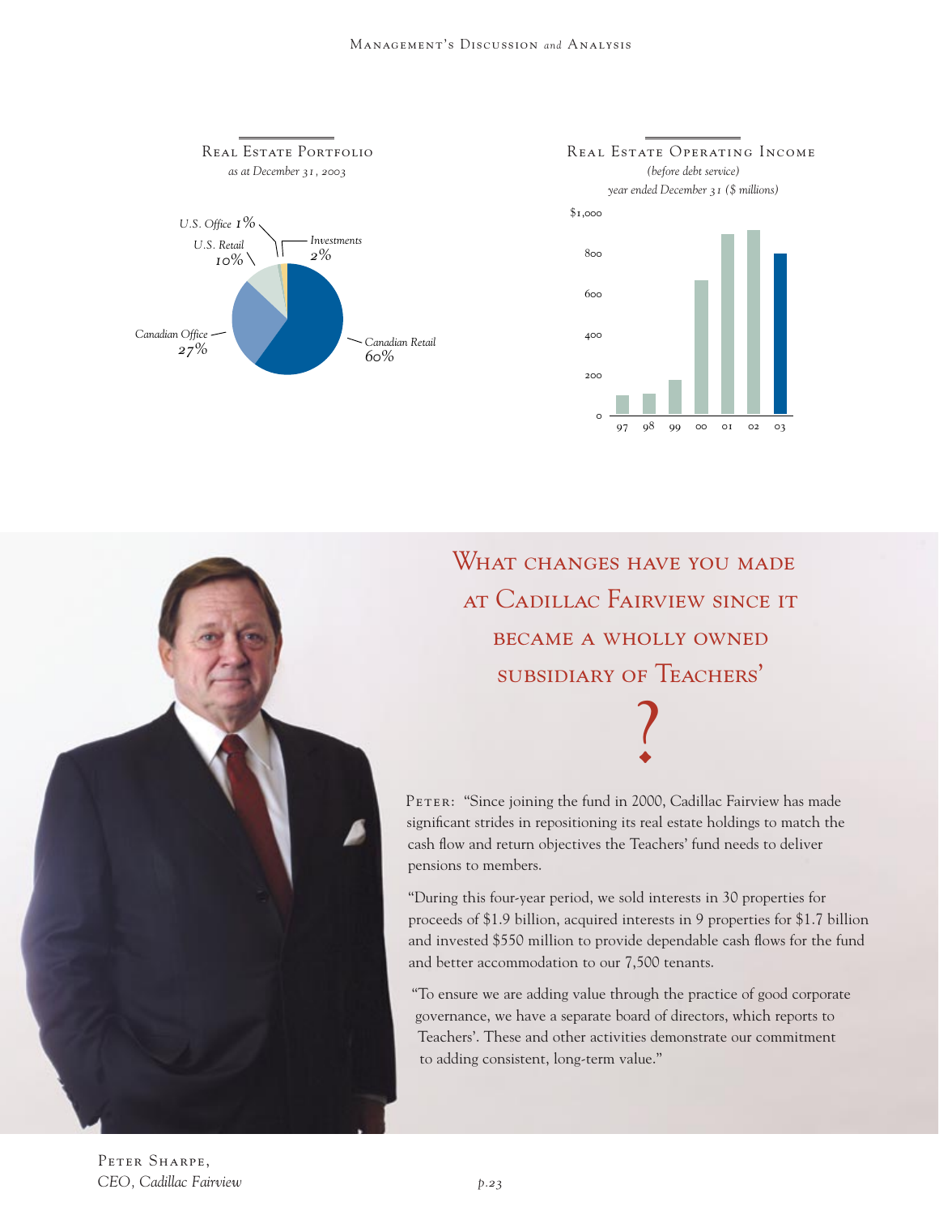## Real Estate Portfolio

*as at December 31, 2003*

- Canadian Retail 60%
- Canadian Office 27%
- U.S. Retail 10%
- U.S. Office 1%
- Investments 2%

## Real Estate Operating Income

*(before debt service)*

*year ended December 31 ($ millions)*

## What changes have you made at Cadillac Fairview since it became a wholly owned subsidiary of Teachers'?

Peter: "Since joining the fund in 2000, Cadillac Fairview has made significant strides in repositioning its real estate holdings to match the cash flow and return objectives the Teachers' fund needs to deliver pensions to members.

"During this four-year period, we sold interests in 30 properties for proceeds of $1.9 billion, acquired interests in 9 properties for $1.7 billion and invested $550 million to provide dependable cash flows for the fund and better accommodation to our 7,500 tenants.

"To ensure we are adding value through the practice of good corporate governance, we have a separate board of directors, which reports to Teachers'. These and other activities demonstrate our commitment to adding consistent, long-term value."

Peter Sharpe,
*CEO, Cadillac Fairview*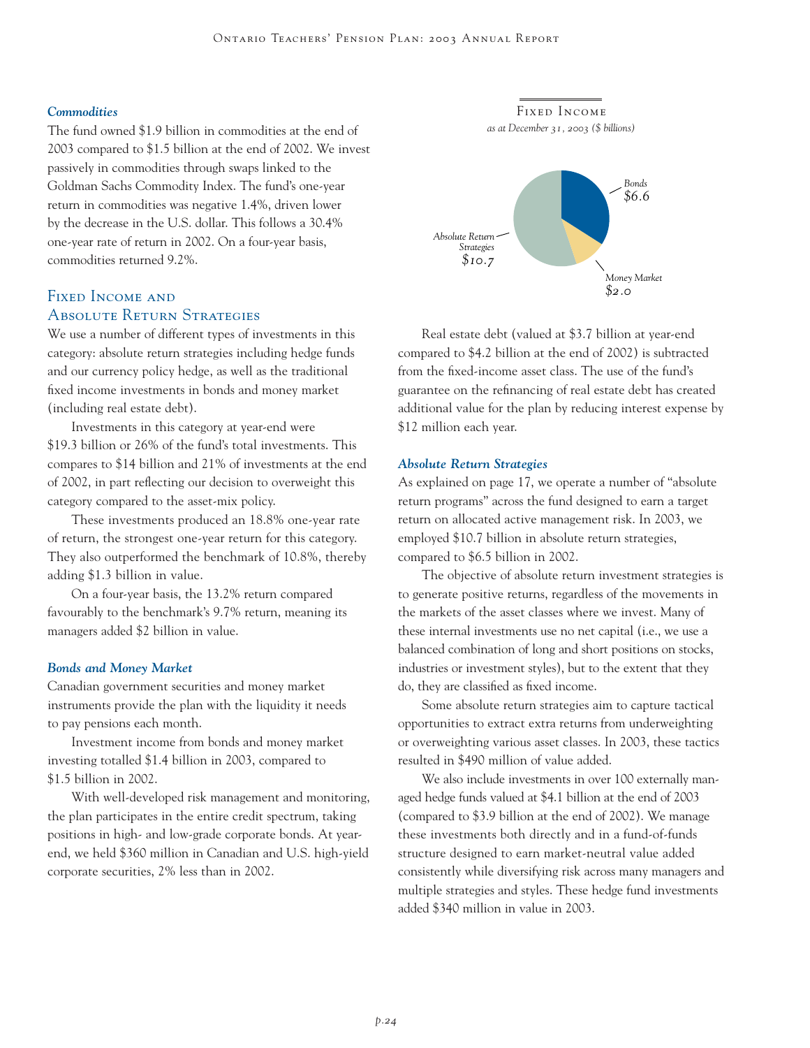### *Commodities*

The fund owned $1.9 billion in commodities at the end of 2003 compared to $1.5 billion at the end of 2002. We invest passively in commodities through swaps linked to the Goldman Sachs Commodity Index. The fund's one-year return in commodities was negative 1.4%, driven lower by the decrease in the U.S. dollar. This follows a 30.4% one-year rate of return in 2002. On a four-year basis, commodities returned 9.2%.

## Fixed Income and Absolute Return Strategies

We use a number of different types of investments in this category: absolute return strategies including hedge funds and our currency policy hedge, as well as the traditional fixed income investments in bonds and money market (including real estate debt).

Investments in this category at year-end were $19.3 billion or 26% of the fund's total investments. This compares to $14 billion and 21% of investments at the end of 2002, in part reflecting our decision to overweight this category compared to the asset-mix policy.

These investments produced an 18.8% one-year rate of return, the strongest one-year return for this category. They also outperformed the benchmark of 10.8%, thereby adding $1.3 billion in value.

On a four-year basis, the 13.2% return compared favourably to the benchmark's 9.7% return, meaning its managers added $2 billion in value.

### *Bonds and Money Market*

Canadian government securities and money market instruments provide the plan with the liquidity it needs to pay pensions each month.

Investment income from bonds and money market investing totalled $1.4 billion in 2003, compared to $1.5 billion in 2002.

With well-developed risk management and monitoring, the plan participates in the entire credit spectrum, taking positions in high- and low-grade corporate bonds. At year-end, we held $360 million in Canadian and U.S. high-yield corporate securities, 2% less than in 2002.

**Fixed Income**
*as at December 31, 2003 ($ billions)*

| Component | $ billions |
|---|---|
| Bonds | $6.6 |
| Money Market | $2.0 |
| Absolute Return Strategies | $10.7 |

Real estate debt (valued at $3.7 billion at year-end compared to $4.2 billion at the end of 2002) is subtracted from the fixed-income asset class. The use of the fund's guarantee on the refinancing of real estate debt has created additional value for the plan by reducing interest expense by $12 million each year.

### *Absolute Return Strategies*

As explained on page 17, we operate a number of "absolute return programs" across the fund designed to earn a target return on allocated active management risk. In 2003, we employed $10.7 billion in absolute return strategies, compared to $6.5 billion in 2002.

The objective of absolute return investment strategies is to generate positive returns, regardless of the movements in the markets of the asset classes where we invest. Many of these internal investments use no net capital (i.e., we use a balanced combination of long and short positions on stocks, industries or investment styles), but to the extent that they do, they are classified as fixed income.

Some absolute return strategies aim to capture tactical opportunities to extract extra returns from underweighting or overweighting various asset classes. In 2003, these tactics resulted in $490 million of value added.

We also include investments in over 100 externally managed hedge funds valued at $4.1 billion at the end of 2003 (compared to $3.9 billion at the end of 2002). We manage these investments both directly and in a fund-of-funds structure designed to earn market-neutral value added consistently while diversifying risk across many managers and multiple strategies and styles. These hedge fund investments added $340 million in value in 2003.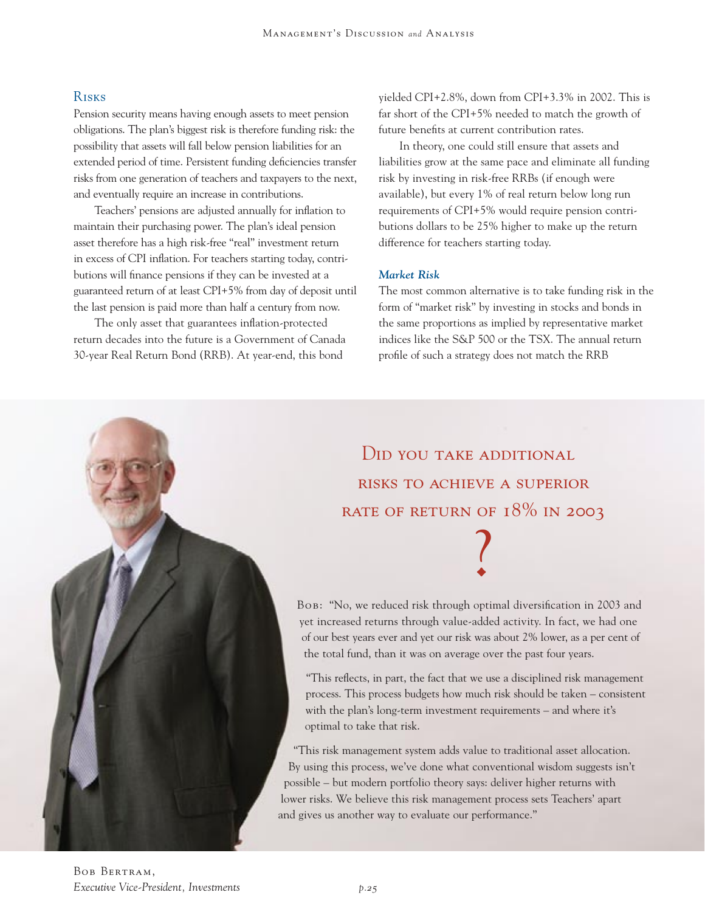## Risks

Pension security means having enough assets to meet pension obligations. The plan's biggest risk is therefore funding risk: the possibility that assets will fall below pension liabilities for an extended period of time. Persistent funding deficiencies transfer risks from one generation of teachers and taxpayers to the next, and eventually require an increase in contributions.

Teachers' pensions are adjusted annually for inflation to maintain their purchasing power. The plan's ideal pension asset therefore has a high risk-free "real" investment return in excess of CPI inflation. For teachers starting today, contributions will finance pensions if they can be invested at a guaranteed return of at least CPI+5% from day of deposit until the last pension is paid more than half a century from now.

The only asset that guarantees inflation-protected return decades into the future is a Government of Canada 30-year Real Return Bond (RRB). At year-end, this bond yielded CPI+2.8%, down from CPI+3.3% in 2002. This is far short of the CPI+5% needed to match the growth of future benefits at current contribution rates.

In theory, one could still ensure that assets and liabilities grow at the same pace and eliminate all funding risk by investing in risk-free RRBs (if enough were available), but every 1% of real return below long run requirements of CPI+5% would require pension contributions dollars to be 25% higher to make up the return difference for teachers starting today.

### *Market Risk*

The most common alternative is to take funding risk in the form of "market risk" by investing in stocks and bonds in the same proportions as implied by representative market indices like the S&P 500 or the TSX. The annual return profile of such a strategy does not match the RRB

## Did you take additional risks to achieve a superior rate of return of 18% in 2003?

Bob: "No, we reduced risk through optimal diversification in 2003 and yet increased returns through value-added activity. In fact, we had one of our best years ever and yet our risk was about 2% lower, as a per cent of the total fund, than it was on average over the past four years.

"This reflects, in part, the fact that we use a disciplined risk management process. This process budgets how much risk should be taken – consistent with the plan's long-term investment requirements – and where it's optimal to take that risk.

"This risk management system adds value to traditional asset allocation. By using this process, we've done what conventional wisdom suggests isn't possible – but modern portfolio theory says: deliver higher returns with lower risks. We believe this risk management process sets Teachers' apart and gives us another way to evaluate our performance."

Bob Bertram,
*Executive Vice-President, Investments*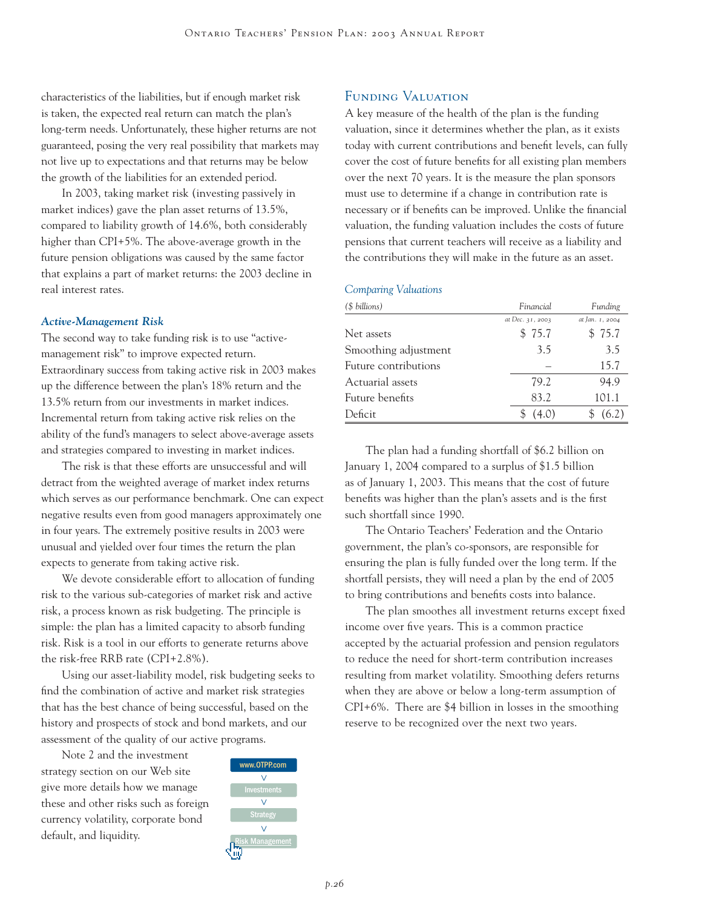characteristics of the liabilities, but if enough market risk is taken, the expected real return can match the plan's long-term needs. Unfortunately, these higher returns are not guaranteed, posing the very real possibility that markets may not live up to expectations and that returns may be below the growth of the liabilities for an extended period.

In 2003, taking market risk (investing passively in market indices) gave the plan asset returns of 13.5%, compared to liability growth of 14.6%, both considerably higher than CPI+5%. The above-average growth in the future pension obligations was caused by the same factor that explains a part of market returns: the 2003 decline in real interest rates.

### *Active-Management Risk*

The second way to take funding risk is to use "active-management risk" to improve expected return. Extraordinary success from taking active risk in 2003 makes up the difference between the plan's 18% return and the 13.5% return from our investments in market indices. Incremental return from taking active risk relies on the ability of the fund's managers to select above-average assets and strategies compared to investing in market indices.

The risk is that these efforts are unsuccessful and will detract from the weighted average of market index returns which serves as our performance benchmark. One can expect negative results even from good managers approximately one in four years. The extremely positive results in 2003 were unusual and yielded over four times the return the plan expects to generate from taking active risk.

We devote considerable effort to allocation of funding risk to the various sub-categories of market risk and active risk, a process known as risk budgeting. The principle is simple: the plan has a limited capacity to absorb funding risk. Risk is a tool in our efforts to generate returns above the risk-free RRB rate (CPI+2.8%).

Using our asset-liability model, risk budgeting seeks to find the combination of active and market risk strategies that has the best chance of being successful, based on the history and prospects of stock and bond markets, and our assessment of the quality of our active programs.

Note 2 and the investment strategy section on our Web site give more details how we manage these and other risks such as foreign currency volatility, corporate bond default, and liquidity.

www.OTPP.com > Investments > Strategy > Risk Management

## Funding Valuation

A key measure of the health of the plan is the funding valuation, since it determines whether the plan, as it exists today with current contributions and benefit levels, can fully cover the cost of future benefits for all existing plan members over the next 70 years. It is the measure the plan sponsors must use to determine if a change in contribution rate is necessary or if benefits can be improved. Unlike the financial valuation, the funding valuation includes the costs of future pensions that current teachers will receive as a liability and the contributions they will make in the future as an asset.

*Comparing Valuations*

| *($ billions)* | *Financial* at Dec. 31, 2003 | *Funding* at Jan. 1, 2004 |
|---|---|---|
| Net assets | $ 75.7 | $ 75.7 |
| Smoothing adjustment | 3.5 | 3.5 |
| Future contributions | – | 15.7 |
| Actuarial assets | 79.2 | 94.9 |
| Future benefits | 83.2 | 101.1 |
| Deficit | $ (4.0) | $ (6.2) |

The plan had a funding shortfall of $6.2 billion on January 1, 2004 compared to a surplus of $1.5 billion as of January 1, 2003. This means that the cost of future benefits was higher than the plan's assets and is the first such shortfall since 1990.

The Ontario Teachers' Federation and the Ontario government, the plan's co-sponsors, are responsible for ensuring the plan is fully funded over the long term. If the shortfall persists, they will need a plan by the end of 2005 to bring contributions and benefits costs into balance.

The plan smoothes all investment returns except fixed income over five years. This is a common practice accepted by the actuarial profession and pension regulators to reduce the need for short-term contribution increases resulting from market volatility. Smoothing defers returns when they are above or below a long-term assumption of CPI+6%. There are $4 billion in losses in the smoothing reserve to be recognized over the next two years.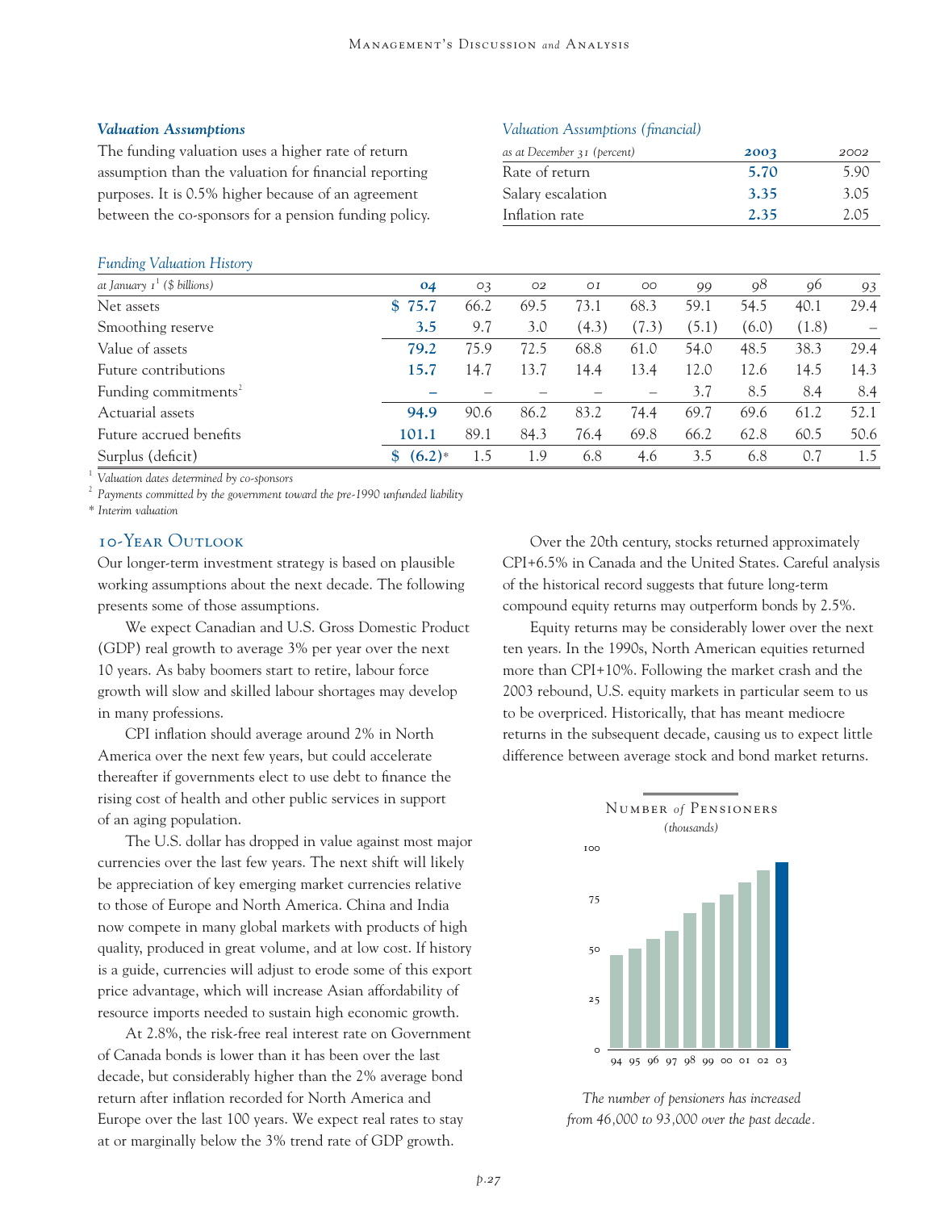### *Valuation Assumptions*

The funding valuation uses a higher rate of return assumption than the valuation for financial reporting purposes. It is 0.5% higher because of an agreement between the co-sponsors for a pension funding policy.

*Valuation Assumptions (financial)*

| *as at December 31 (percent)* | **2003** | 2002 |
|---|---|---|
| Rate of return | **5.70** | 5.90 |
| Salary escalation | **3.35** | 3.05 |
| Inflation rate | **2.35** | 2.05 |

*Funding Valuation History*

| *at January 1[1] ($ billions)* | **04** | 03 | 02 | 01 | 00 | 99 | 98 | 96 | 93 |
|---|---|---|---|---|---|---|---|---|---|
| Net assets | **$ 75.7** | 66.2 | 69.5 | 73.1 | 68.3 | 59.1 | 54.5 | 40.1 | 29.4 |
| Smoothing reserve | **3.5** | 9.7 | 3.0 | (4.3) | (7.3) | (5.1) | (6.0) | (1.8) | – |
| Value of assets | **79.2** | 75.9 | 72.5 | 68.8 | 61.0 | 54.0 | 48.5 | 38.3 | 29.4 |
| Future contributions | **15.7** | 14.7 | 13.7 | 14.4 | 13.4 | 12.0 | 12.6 | 14.5 | 14.3 |
| Funding commitments[2] | **–** | – | – | – | – | 3.7 | 8.5 | 8.4 | 8.4 |
| Actuarial assets | **94.9** | 90.6 | 86.2 | 83.2 | 74.4 | 69.7 | 69.6 | 61.2 | 52.1 |
| Future accrued benefits | **101.1** | 89.1 | 84.3 | 76.4 | 69.8 | 66.2 | 62.8 | 60.5 | 50.6 |
| Surplus (deficit) | **$ (6.2)*** | 1.5 | 1.9 | 6.8 | 4.6 | 3.5 | 6.8 | 0.7 | 1.5 |

[1] *Valuation dates determined by co-sponsors*

[2] *Payments committed by the government toward the pre-1990 unfunded liability*

\* *Interim valuation*

## 10-Year Outlook

Our longer-term investment strategy is based on plausible working assumptions about the next decade. The following presents some of those assumptions.

We expect Canadian and U.S. Gross Domestic Product (GDP) real growth to average 3% per year over the next 10 years. As baby boomers start to retire, labour force growth will slow and skilled labour shortages may develop in many professions.

CPI inflation should average around 2% in North America over the next few years, but could accelerate thereafter if governments elect to use debt to finance the rising cost of health and other public services in support of an aging population.

The U.S. dollar has dropped in value against most major currencies over the last few years. The next shift will likely be appreciation of key emerging market currencies relative to those of Europe and North America. China and India now compete in many global markets with products of high quality, produced in great volume, and at low cost. If history is a guide, currencies will adjust to erode some of this export price advantage, which will increase Asian affordability of resource imports needed to sustain high economic growth.

At 2.8%, the risk-free real interest rate on Government of Canada bonds is lower than it has been over the last decade, but considerably higher than the 2% average bond return after inflation recorded for North America and Europe over the last 100 years. We expect real rates to stay at or marginally below the 3% trend rate of GDP growth.

Over the 20th century, stocks returned approximately CPI+6.5% in Canada and the United States. Careful analysis of the historical record suggests that future long-term compound equity returns may outperform bonds by 2.5%.

Equity returns may be considerably lower over the next ten years. In the 1990s, North American equities returned more than CPI+10%. Following the market crash and the 2003 rebound, U.S. equity markets in particular seem to us to be overpriced. Historically, that has meant mediocre returns in the subsequent decade, causing us to expect little difference between average stock and bond market returns.

Number *of* Pensioners
*(thousands)*

*The number of pensioners has increased from 46,000 to 93,000 over the past decade.*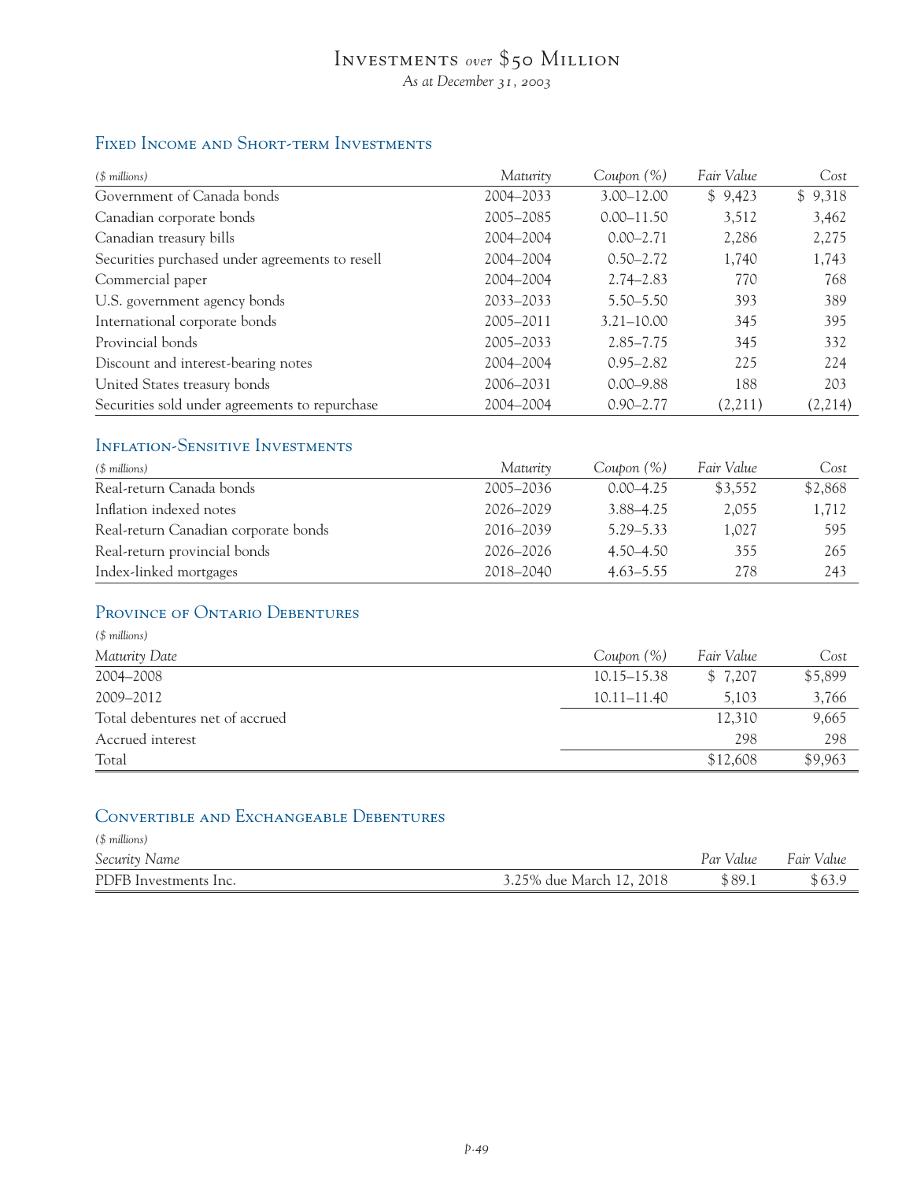# Investments *over* $50 Million

*As at December 31, 2003*

## Fixed Income and Short-term Investments

| *($ millions)* | *Maturity* | *Coupon (%)* | *Fair Value* | *Cost* |
|---|---|---|---|---|
| Government of Canada bonds | 2004–2033 | 3.00–12.00 | $ 9,423 | $ 9,318 |
| Canadian corporate bonds | 2005–2085 | 0.00–11.50 | 3,512 | 3,462 |
| Canadian treasury bills | 2004–2004 | 0.00–2.71 | 2,286 | 2,275 |
| Securities purchased under agreements to resell | 2004–2004 | 0.50–2.72 | 1,740 | 1,743 |
| Commercial paper | 2004–2004 | 2.74–2.83 | 770 | 768 |
| U.S. government agency bonds | 2033–2033 | 5.50–5.50 | 393 | 389 |
| International corporate bonds | 2005–2011 | 3.21–10.00 | 345 | 395 |
| Provincial bonds | 2005–2033 | 2.85–7.75 | 345 | 332 |
| Discount and interest-bearing notes | 2004–2004 | 0.95–2.82 | 225 | 224 |
| United States treasury bonds | 2006–2031 | 0.00–9.88 | 188 | 203 |
| Securities sold under agreements to repurchase | 2004–2004 | 0.90–2.77 | (2,211) | (2,214) |

## Inflation-Sensitive Investments

| *($ millions)* | *Maturity* | *Coupon (%)* | *Fair Value* | *Cost* |
|---|---|---|---|---|
| Real-return Canada bonds | 2005–2036 | 0.00–4.25 | $3,552 | $2,868 |
| Inflation indexed notes | 2026–2029 | 3.88–4.25 | 2,055 | 1,712 |
| Real-return Canadian corporate bonds | 2016–2039 | 5.29–5.33 | 1,027 | 595 |
| Real-return provincial bonds | 2026–2026 | 4.50–4.50 | 355 | 265 |
| Index-linked mortgages | 2018–2040 | 4.63–5.55 | 278 | 243 |

## Province of Ontario Debentures

*($ millions)*

| *Maturity Date* | *Coupon (%)* | *Fair Value* | *Cost* |
|---|---|---|---|
| 2004–2008 | 10.15–15.38 | $ 7,207 | $5,899 |
| 2009–2012 | 10.11–11.40 | 5,103 | 3,766 |
| Total debentures net of accrued | | 12,310 | 9,665 |
| Accrued interest | | 298 | 298 |
| Total | | $12,608 | $9,963 |

## Convertible and Exchangeable Debentures

*($ millions)*

| *Security Name* | | *Par Value* | *Fair Value* |
|---|---|---|---|
| PDFB Investments Inc. | 3.25% due March 12, 2018 | $89.1 | $63.9 |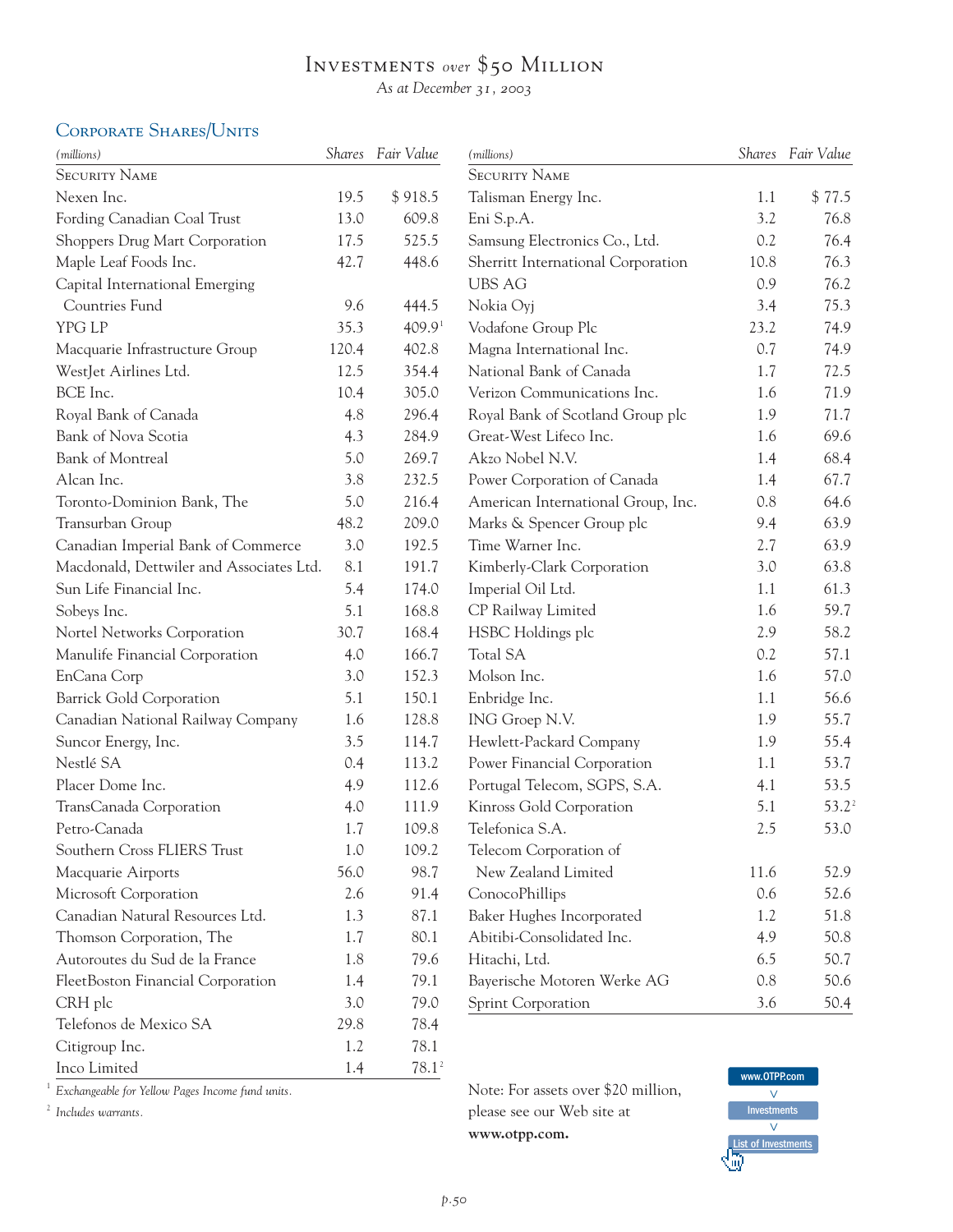# Investments *over* $50 Million

*As at December 31, 2003*

## Corporate Shares/Units

| *(millions)* Security Name | Shares | Fair Value |
|---|---|---|
| Nexen Inc. | 19.5 | $ 918.5 |
| Fording Canadian Coal Trust | 13.0 | 609.8 |
| Shoppers Drug Mart Corporation | 17.5 | 525.5 |
| Maple Leaf Foods Inc. | 42.7 | 448.6 |
| Capital International Emerging Countries Fund | 9.6 | 444.5 |
| YPG LP | 35.3 | 409.9[1] |
| Macquarie Infrastructure Group | 120.4 | 402.8 |
| WestJet Airlines Ltd. | 12.5 | 354.4 |
| BCE Inc. | 10.4 | 305.0 |
| Royal Bank of Canada | 4.8 | 296.4 |
| Bank of Nova Scotia | 4.3 | 284.9 |
| Bank of Montreal | 5.0 | 269.7 |
| Alcan Inc. | 3.8 | 232.5 |
| Toronto-Dominion Bank, The | 5.0 | 216.4 |
| Transurban Group | 48.2 | 209.0 |
| Canadian Imperial Bank of Commerce | 3.0 | 192.5 |
| Macdonald, Dettwiler and Associates Ltd. | 8.1 | 191.7 |
| Sun Life Financial Inc. | 5.4 | 174.0 |
| Sobeys Inc. | 5.1 | 168.8 |
| Nortel Networks Corporation | 30.7 | 168.4 |
| Manulife Financial Corporation | 4.0 | 166.7 |
| EnCana Corp | 3.0 | 152.3 |
| Barrick Gold Corporation | 5.1 | 150.1 |
| Canadian National Railway Company | 1.6 | 128.8 |
| Suncor Energy, Inc. | 3.5 | 114.7 |
| Nestlé SA | 0.4 | 113.2 |
| Placer Dome Inc. | 4.9 | 112.6 |
| TransCanada Corporation | 4.0 | 111.9 |
| Petro-Canada | 1.7 | 109.8 |
| Southern Cross FLIERS Trust | 1.0 | 109.2 |
| Macquarie Airports | 56.0 | 98.7 |
| Microsoft Corporation | 2.6 | 91.4 |
| Canadian Natural Resources Ltd. | 1.3 | 87.1 |
| Thomson Corporation, The | 1.7 | 80.1 |
| Autoroutes du Sud de la France | 1.8 | 79.6 |
| FleetBoston Financial Corporation | 1.4 | 79.1 |
| CRH plc | 3.0 | 79.0 |
| Telefonos de Mexico SA | 29.8 | 78.4 |
| Citigroup Inc. | 1.2 | 78.1 |
| Inco Limited | 1.4 | 78.1[2] |
| Talisman Energy Inc. | 1.1 | $ 77.5 |
| Eni S.p.A. | 3.2 | 76.8 |
| Samsung Electronics Co., Ltd. | 0.2 | 76.4 |
| Sherritt International Corporation | 10.8 | 76.3 |
| UBS AG | 0.9 | 76.2 |
| Nokia Oyj | 3.4 | 75.3 |
| Vodafone Group Plc | 23.2 | 74.9 |
| Magna International Inc. | 0.7 | 74.9 |
| National Bank of Canada | 1.7 | 72.5 |
| Verizon Communications Inc. | 1.6 | 71.9 |
| Royal Bank of Scotland Group plc | 1.9 | 71.7 |
| Great-West Lifeco Inc. | 1.6 | 69.6 |
| Akzo Nobel N.V. | 1.4 | 68.4 |
| Power Corporation of Canada | 1.4 | 67.7 |
| American International Group, Inc. | 0.8 | 64.6 |
| Marks & Spencer Group plc | 9.4 | 63.9 |
| Time Warner Inc. | 2.7 | 63.9 |
| Kimberly-Clark Corporation | 3.0 | 63.8 |
| Imperial Oil Ltd. | 1.1 | 61.3 |
| CP Railway Limited | 1.6 | 59.7 |
| HSBC Holdings plc | 2.9 | 58.2 |
| Total SA | 0.2 | 57.1 |
| Molson Inc. | 1.6 | 57.0 |
| Enbridge Inc. | 1.1 | 56.6 |
| ING Groep N.V. | 1.9 | 55.7 |
| Hewlett-Packard Company | 1.9 | 55.4 |
| Power Financial Corporation | 1.1 | 53.7 |
| Portugal Telecom, SGPS, S.A. | 4.1 | 53.5 |
| Kinross Gold Corporation | 5.1 | 53.2[2] |
| Telefonica S.A. | 2.5 | 53.0 |
| Telecom Corporation of New Zealand Limited | 11.6 | 52.9 |
| ConocoPhillips | 0.6 | 52.6 |
| Baker Hughes Incorporated | 1.2 | 51.8 |
| Abitibi-Consolidated Inc. | 4.9 | 50.8 |
| Hitachi, Ltd. | 6.5 | 50.7 |
| Bayerische Motoren Werke AG | 0.8 | 50.6 |
| Sprint Corporation | 3.6 | 50.4 |

[1] *Exchangeable for Yellow Pages Income fund units.*

[2] *Includes warrants.*

Note: For assets over $20 million, please see our Web site at **www.otpp.com.**

www.OTPP.com > Investments > List of Investments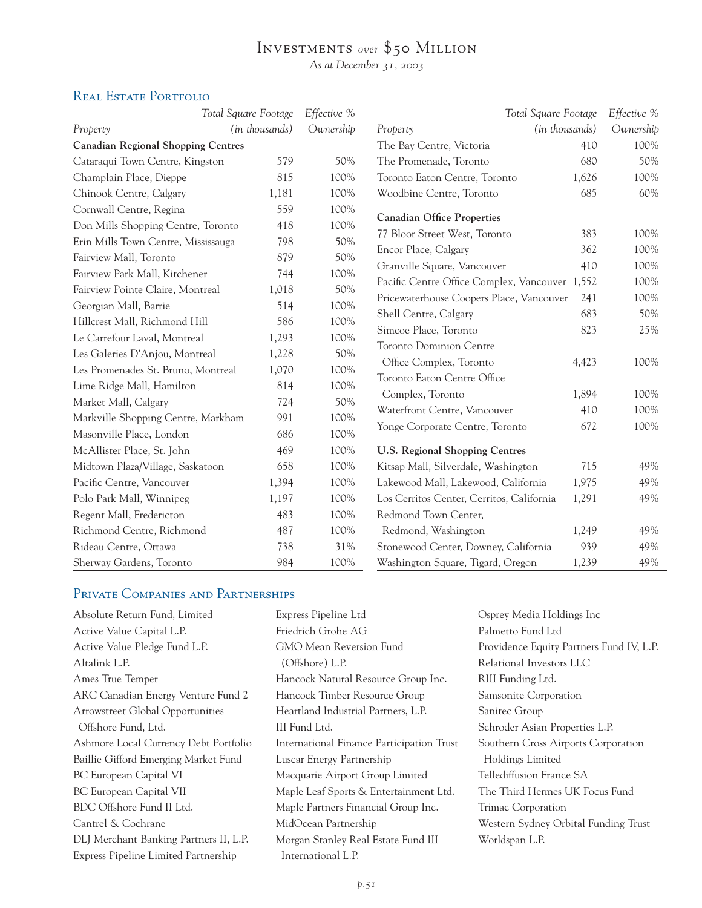# Investments *over* $50 Million

*As at December 31, 2003*

## Real Estate Portfolio

| Property | Total Square Footage (in thousands) | Effective % Ownership |
|---|---|---|
| **Canadian Regional Shopping Centres** | | |
| Cataraqui Town Centre, Kingston | 579 | 50% |
| Champlain Place, Dieppe | 815 | 100% |
| Chinook Centre, Calgary | 1,181 | 100% |
| Cornwall Centre, Regina | 559 | 100% |
| Don Mills Shopping Centre, Toronto | 418 | 100% |
| Erin Mills Town Centre, Mississauga | 798 | 50% |
| Fairview Mall, Toronto | 879 | 50% |
| Fairview Park Mall, Kitchener | 744 | 100% |
| Fairview Pointe Claire, Montreal | 1,018 | 50% |
| Georgian Mall, Barrie | 514 | 100% |
| Hillcrest Mall, Richmond Hill | 586 | 100% |
| Le Carrefour Laval, Montreal | 1,293 | 100% |
| Les Galeries D'Anjou, Montreal | 1,228 | 50% |
| Les Promenades St. Bruno, Montreal | 1,070 | 100% |
| Lime Ridge Mall, Hamilton | 814 | 100% |
| Market Mall, Calgary | 724 | 50% |
| Markville Shopping Centre, Markham | 991 | 100% |
| Masonville Place, London | 686 | 100% |
| McAllister Place, St. John | 469 | 100% |
| Midtown Plaza/Village, Saskatoon | 658 | 100% |
| Pacific Centre, Vancouver | 1,394 | 100% |
| Polo Park Mall, Winnipeg | 1,197 | 100% |
| Regent Mall, Fredericton | 483 | 100% |
| Richmond Centre, Richmond | 487 | 100% |
| Rideau Centre, Ottawa | 738 | 31% |
| Sherway Gardens, Toronto | 984 | 100% |
| The Bay Centre, Victoria | 410 | 100% |
| The Promenade, Toronto | 680 | 50% |
| Toronto Eaton Centre, Toronto | 1,626 | 100% |
| Woodbine Centre, Toronto | 685 | 60% |
| **Canadian Office Properties** | | |
| 77 Bloor Street West, Toronto | 383 | 100% |
| Encor Place, Calgary | 362 | 100% |
| Granville Square, Vancouver | 410 | 100% |
| Pacific Centre Office Complex, Vancouver | 1,552 | 100% |
| Pricewaterhouse Coopers Place, Vancouver | 241 | 100% |
| Shell Centre, Calgary | 683 | 50% |
| Simcoe Place, Toronto | 823 | 25% |
| Toronto Dominion Centre Office Complex, Toronto | 4,423 | 100% |
| Toronto Eaton Centre Office Complex, Toronto | 1,894 | 100% |
| Waterfront Centre, Vancouver | 410 | 100% |
| Yonge Corporate Centre, Toronto | 672 | 100% |
| **U.S. Regional Shopping Centres** | | |
| Kitsap Mall, Silverdale, Washington | 715 | 49% |
| Lakewood Mall, Lakewood, California | 1,975 | 49% |
| Los Cerritos Center, Cerritos, California | 1,291 | 49% |
| Redmond Town Center, Redmond, Washington | 1,249 | 49% |
| Stonewood Center, Downey, California | 939 | 49% |
| Washington Square, Tigard, Oregon | 1,239 | 49% |

## Private Companies and Partnerships

Absolute Return Fund, Limited
Active Value Capital L.P.
Active Value Pledge Fund L.P.
Altalink L.P.
Ames True Temper
ARC Canadian Energy Venture Fund 2
Arrowstreet Global Opportunities Offshore Fund, Ltd.
Ashmore Local Currency Debt Portfolio
Baillie Gifford Emerging Market Fund
BC European Capital VI
BC European Capital VII
BDC Offshore Fund II Ltd.
Cantrel & Cochrane
DLJ Merchant Banking Partners II, L.P.
Express Pipeline Limited Partnership
Express Pipeline Ltd
Friedrich Grohe AG
GMO Mean Reversion Fund (Offshore) L.P.
Hancock Natural Resource Group Inc.
Hancock Timber Resource Group
Heartland Industrial Partners, L.P.
III Fund Ltd.
International Finance Participation Trust
Luscar Energy Partnership
Macquarie Airport Group Limited
Maple Leaf Sports & Entertainment Ltd.
Maple Partners Financial Group Inc.
MidOcean Partnership
Morgan Stanley Real Estate Fund III International L.P.
Osprey Media Holdings Inc
Palmetto Fund Ltd
Providence Equity Partners Fund IV, L.P.
Relational Investors LLC
RIII Funding Ltd.
Samsonite Corporation
Sanitec Group
Schroder Asian Properties L.P.
Southern Cross Airports Corporation Holdings Limited
Tellediffusion France SA
The Third Hermes UK Focus Fund
Trimac Corporation
Western Sydney Orbital Funding Trust
Worldspan L.P.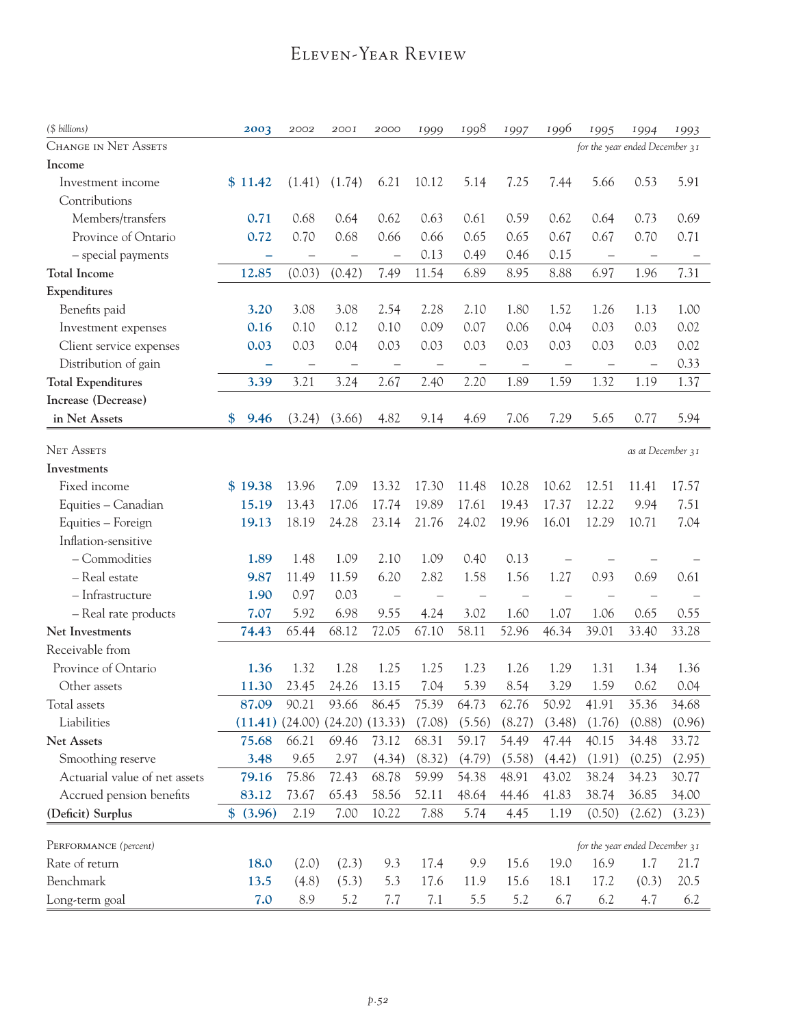# Eleven-Year Review

| ($ billions) | 2003 | 2002 | 2001 | 2000 | 1999 | 1998 | 1997 | 1996 | 1995 | 1994 | 1993 |
|---|---|---|---|---|---|---|---|---|---|---|---|
| **Change in Net Assets** | | | | | | | | | *for the year ended December 31* | | |
| **Income** | | | | | | | | | | | |
| Investment income | **$ 11.42** | (1.41) | (1.74) | 6.21 | 10.12 | 5.14 | 7.25 | 7.44 | 5.66 | 0.53 | 5.91 |
| Contributions | | | | | | | | | | | |
| Members/transfers | **0.71** | 0.68 | 0.64 | 0.62 | 0.63 | 0.61 | 0.59 | 0.62 | 0.64 | 0.73 | 0.69 |
| Province of Ontario | **0.72** | 0.70 | 0.68 | 0.66 | 0.66 | 0.65 | 0.65 | 0.67 | 0.67 | 0.70 | 0.71 |
| – special payments | **–** | – | – | – | 0.13 | 0.49 | 0.46 | 0.15 | – | – | – |
| **Total Income** | **12.85** | (0.03) | (0.42) | 7.49 | 11.54 | 6.89 | 8.95 | 8.88 | 6.97 | 1.96 | 7.31 |
| **Expenditures** | | | | | | | | | | | |
| Benefits paid | **3.20** | 3.08 | 3.08 | 2.54 | 2.28 | 2.10 | 1.80 | 1.52 | 1.26 | 1.13 | 1.00 |
| Investment expenses | **0.16** | 0.10 | 0.12 | 0.10 | 0.09 | 0.07 | 0.06 | 0.04 | 0.03 | 0.03 | 0.02 |
| Client service expenses | **0.03** | 0.03 | 0.04 | 0.03 | 0.03 | 0.03 | 0.03 | 0.03 | 0.03 | 0.03 | 0.02 |
| Distribution of gain | **–** | – | – | – | – | – | – | – | – | – | 0.33 |
| **Total Expenditures** | **3.39** | 3.21 | 3.24 | 2.67 | 2.40 | 2.20 | 1.89 | 1.59 | 1.32 | 1.19 | 1.37 |
| **Increase (Decrease) in Net Assets** | **$ 9.46** | (3.24) | (3.66) | 4.82 | 9.14 | 4.69 | 7.06 | 7.29 | 5.65 | 0.77 | 5.94 |
| **Net Assets** | | | | | | | | | | *as at December 31* | |
| **Investments** | | | | | | | | | | | |
| Fixed income | **$ 19.38** | 13.96 | 7.09 | 13.32 | 17.30 | 11.48 | 10.28 | 10.62 | 12.51 | 11.41 | 17.57 |
| Equities – Canadian | **15.19** | 13.43 | 17.06 | 17.74 | 19.89 | 17.61 | 19.43 | 17.37 | 12.22 | 9.94 | 7.51 |
| Equities – Foreign | **19.13** | 18.19 | 24.28 | 23.14 | 21.76 | 24.02 | 19.96 | 16.01 | 12.29 | 10.71 | 7.04 |
| Inflation-sensitive | | | | | | | | | | | |
| – Commodities | **1.89** | 1.48 | 1.09 | 2.10 | 1.09 | 0.40 | 0.13 | – | – | – | – |
| – Real estate | **9.87** | 11.49 | 11.59 | 6.20 | 2.82 | 1.58 | 1.56 | 1.27 | 0.93 | 0.69 | 0.61 |
| – Infrastructure | **1.90** | 0.97 | 0.03 | – | – | – | – | – | – | – | – |
| – Real rate products | **7.07** | 5.92 | 6.98 | 9.55 | 4.24 | 3.02 | 1.60 | 1.07 | 1.06 | 0.65 | 0.55 |
| **Net Investments** | **74.43** | 65.44 | 68.12 | 72.05 | 67.10 | 58.11 | 52.96 | 46.34 | 39.01 | 33.40 | 33.28 |
| Receivable from | | | | | | | | | | | |
| Province of Ontario | **1.36** | 1.32 | 1.28 | 1.25 | 1.25 | 1.23 | 1.26 | 1.29 | 1.31 | 1.34 | 1.36 |
| Other assets | **11.30** | 23.45 | 24.26 | 13.15 | 7.04 | 5.39 | 8.54 | 3.29 | 1.59 | 0.62 | 0.04 |
| Total assets | **87.09** | 90.21 | 93.66 | 86.45 | 75.39 | 64.73 | 62.76 | 50.92 | 41.91 | 35.36 | 34.68 |
| Liabilities | **(11.41)** | (24.00) | (24.20) | (13.33) | (7.08) | (5.56) | (8.27) | (3.48) | (1.76) | (0.88) | (0.96) |
| **Net Assets** | **75.68** | 66.21 | 69.46 | 73.12 | 68.31 | 59.17 | 54.49 | 47.44 | 40.15 | 34.48 | 33.72 |
| Smoothing reserve | **3.48** | 9.65 | 2.97 | (4.34) | (8.32) | (4.79) | (5.58) | (4.42) | (1.91) | (0.25) | (2.95) |
| Actuarial value of net assets | **79.16** | 75.86 | 72.43 | 68.78 | 59.99 | 54.38 | 48.91 | 43.02 | 38.24 | 34.23 | 30.77 |
| Accrued pension benefits | **83.12** | 73.67 | 65.43 | 58.56 | 52.11 | 48.64 | 44.46 | 41.83 | 38.74 | 36.85 | 34.00 |
| **(Deficit) Surplus** | **$ (3.96)** | 2.19 | 7.00 | 10.22 | 7.88 | 5.74 | 4.45 | 1.19 | (0.50) | (2.62) | (3.23) |
| **Performance** *(percent)* | | | | | | | | | *for the year ended December 31* | | |
| Rate of return | **18.0** | (2.0) | (2.3) | 9.3 | 17.4 | 9.9 | 15.6 | 19.0 | 16.9 | 1.7 | 21.7 |
| Benchmark | **13.5** | (4.8) | (5.3) | 5.3 | 17.6 | 11.9 | 15.6 | 18.1 | 17.2 | (0.3) | 20.5 |
| Long-term goal | **7.0** | 8.9 | 5.2 | 7.7 | 7.1 | 5.5 | 5.2 | 6.7 | 6.2 | 4.7 | 6.2 |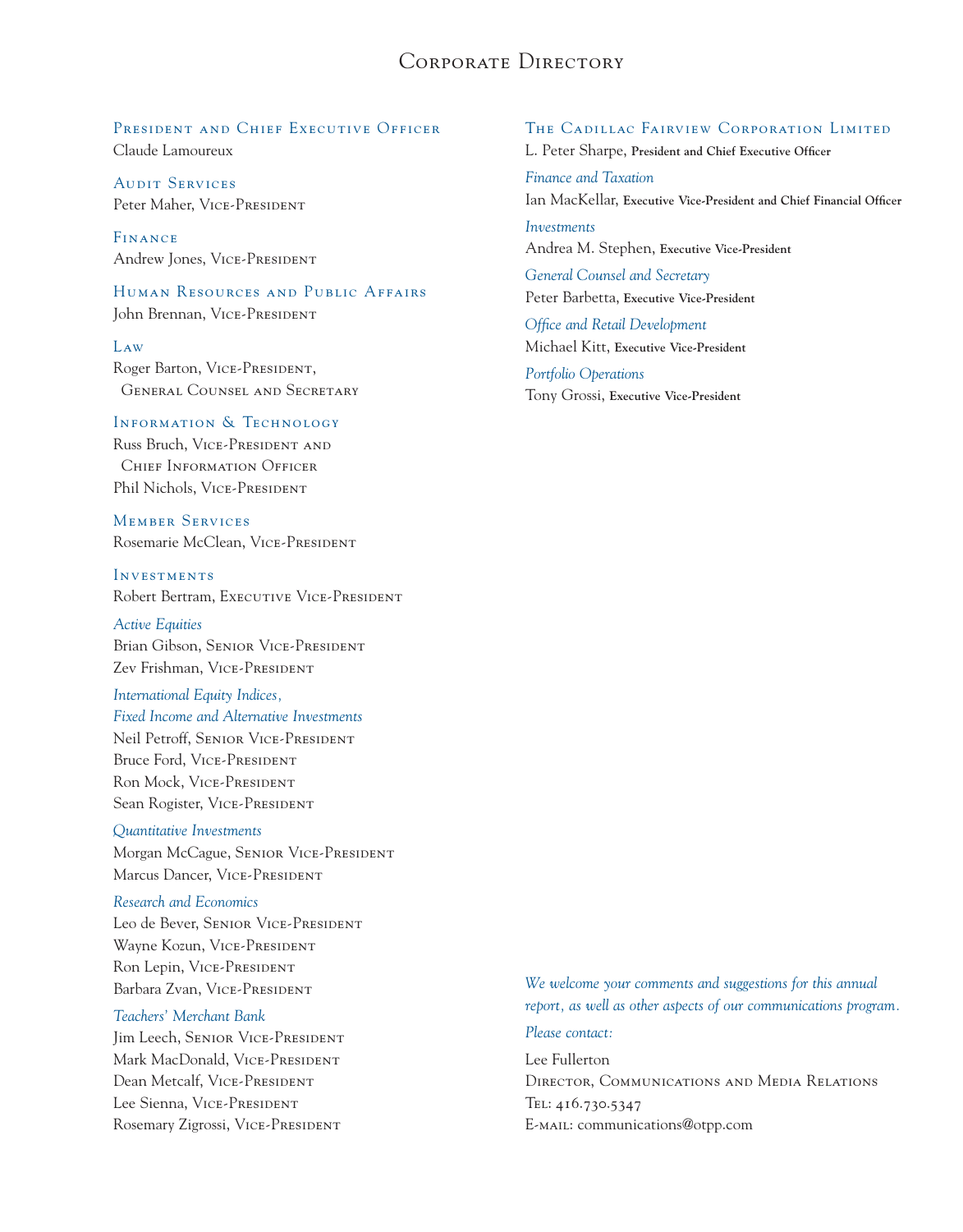# Corporate Directory

## President and Chief Executive Officer
Claude Lamoureux

## Audit Services
Peter Maher, Vice-President

## Finance
Andrew Jones, Vice-President

## Human Resources and Public Affairs
John Brennan, Vice-President

## Law
Roger Barton, Vice-President,
General Counsel and Secretary

## Information & Technology
Russ Bruch, Vice-President and
Chief Information Officer
Phil Nichols, Vice-President

## Member Services
Rosemarie McClean, Vice-President

## Investments
Robert Bertram, Executive Vice-President

### *Active Equities*
Brian Gibson, Senior Vice-President
Zev Frishman, Vice-President

### *International Equity Indices, Fixed Income and Alternative Investments*
Neil Petroff, Senior Vice-President
Bruce Ford, Vice-President
Ron Mock, Vice-President
Sean Rogister, Vice-President

### *Quantitative Investments*
Morgan McCague, Senior Vice-President
Marcus Dancer, Vice-President

### *Research and Economics*
Leo de Bever, Senior Vice-President
Wayne Kozun, Vice-President
Ron Lepin, Vice-President
Barbara Zvan, Vice-President

### *Teachers' Merchant Bank*
Jim Leech, Senior Vice-President
Mark MacDonald, Vice-President
Dean Metcalf, Vice-President
Lee Sienna, Vice-President
Rosemary Zigrossi, Vice-President

## The Cadillac Fairview Corporation Limited
L. Peter Sharpe, **President and Chief Executive Officer**

### *Finance and Taxation*
Ian MacKellar, **Executive Vice-President and Chief Financial Officer**

### *Investments*
Andrea M. Stephen, **Executive Vice-President**

### *General Counsel and Secretary*
Peter Barbetta, **Executive Vice-President**

### *Office and Retail Development*
Michael Kitt, **Executive Vice-President**

### *Portfolio Operations*
Tony Grossi, **Executive Vice-President**

*We welcome your comments and suggestions for this annual report, as well as other aspects of our communications program.*

*Please contact:*

Lee Fullerton
Director, Communications and Media Relations
Tel: 416.730.5347
E-mail: communications@otpp.com